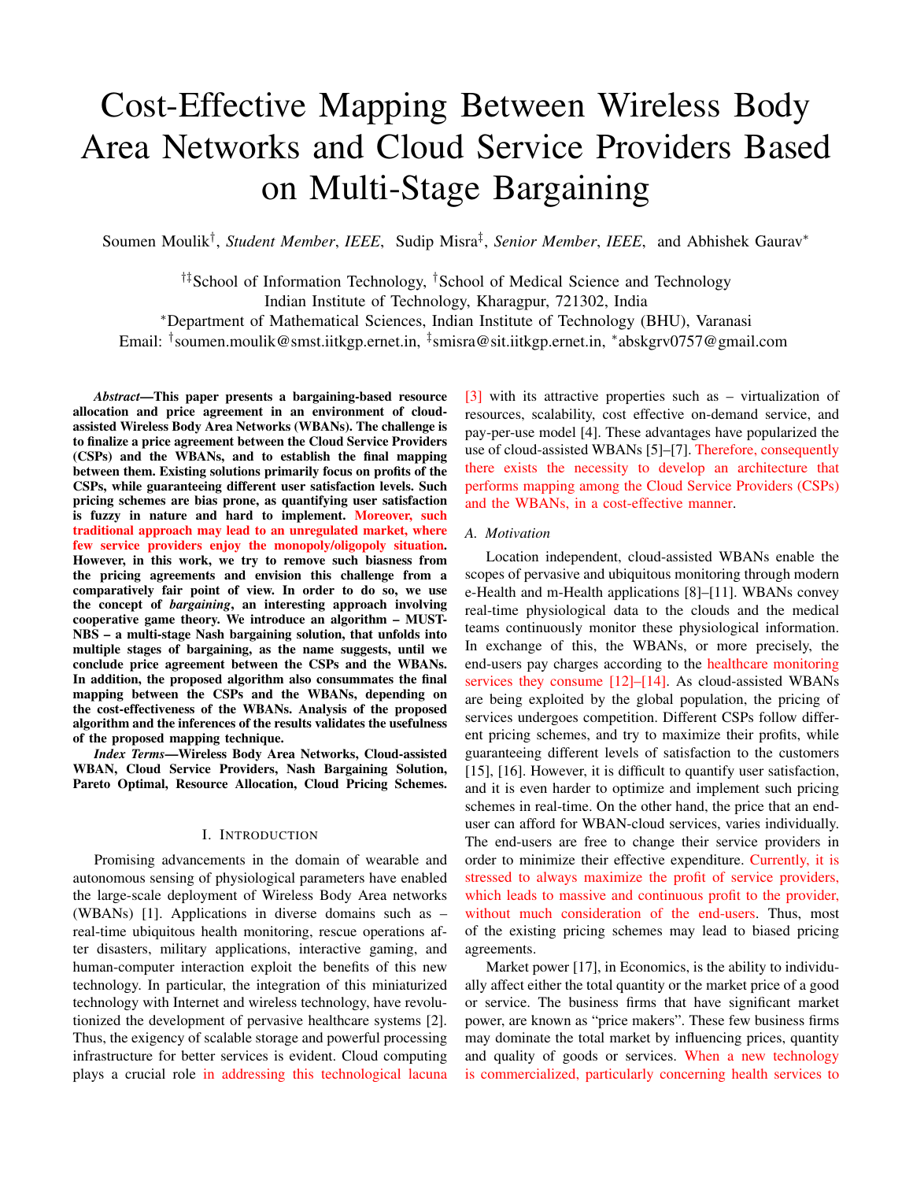# Cost-Effective Mapping Between Wireless Body Area Networks and Cloud Service Providers Based on Multi-Stage Bargaining

Soumen Moulik[†], *Student Member*, *IEEE*, Sudip Misra[‡], *Senior Member*, *IEEE*, and Abhishek Gaurav[*]

[†‡]School of Information Technology, [†]School of Medical Science and Technology
Indian Institute of Technology, Kharagpur, 721302, India
[*]Department of Mathematical Sciences, Indian Institute of Technology (BHU), Varanasi
Email: [†]soumen.moulik@smst.iitkgp.ernet.in, [‡]smisra@sit.iitkgp.ernet.in, [*]abskgrv0757@gmail.com

***Abstract*—This paper presents a bargaining-based resource allocation and price agreement in an environment of cloud-assisted Wireless Body Area Networks (WBANs). The challenge is to finalize a price agreement between the Cloud Service Providers (CSPs) and the WBANs, and to establish the final mapping between them. Existing solutions primarily focus on profits of the CSPs, while guaranteeing different user satisfaction levels. Such pricing schemes are bias prone, as quantifying user satisfaction is fuzzy in nature and hard to implement. Moreover, such traditional approach may lead to an unregulated market, where few service providers enjoy the monopoly/oligopoly situation. However, in this work, we try to remove such biasness from the pricing agreements and envision this challenge from a comparatively fair point of view. In order to do so, we use the concept of *bargaining*, an interesting approach involving cooperative game theory. We introduce an algorithm – MUST-NBS – a multi-stage Nash bargaining solution, that unfolds into multiple stages of bargaining, as the name suggests, until we conclude price agreement between the CSPs and the WBANs. In addition, the proposed algorithm also consummates the final mapping between the CSPs and the WBANs, depending on the cost-effectiveness of the WBANs. Analysis of the proposed algorithm and the inferences of the results validates the usefulness of the proposed mapping technique.**

***Index Terms*—Wireless Body Area Networks, Cloud-assisted WBAN, Cloud Service Providers, Nash Bargaining Solution, Pareto Optimal, Resource Allocation, Cloud Pricing Schemes.**

## I. Introduction

Promising advancements in the domain of wearable and autonomous sensing of physiological parameters have enabled the large-scale deployment of Wireless Body Area networks (WBANs) [1]. Applications in diverse domains such as – real-time ubiquitous health monitoring, rescue operations after disasters, military applications, interactive gaming, and human-computer interaction exploit the benefits of this new technology. In particular, the integration of this miniaturized technology with Internet and wireless technology, have revolutionized the development of pervasive healthcare systems [2]. Thus, the exigency of scalable storage and powerful processing infrastructure for better services is evident. Cloud computing plays a crucial role in addressing this technological lacuna [3] with its attractive properties such as – virtualization of resources, scalability, cost effective on-demand service, and pay-per-use model [4]. These advantages have popularized the use of cloud-assisted WBANs [5]–[7]. Therefore, consequently there exists the necessity to develop an architecture that performs mapping among the Cloud Service Providers (CSPs) and the WBANs, in a cost-effective manner.

### A. Motivation

Location independent, cloud-assisted WBANs enable the scopes of pervasive and ubiquitous monitoring through modern e-Health and m-Health applications [8]–[11]. WBANs convey real-time physiological data to the clouds and the medical teams continuously monitor these physiological information. In exchange of this, the WBANs, or more precisely, the end-users pay charges according to the healthcare monitoring services they consume [12]–[14]. As cloud-assisted WBANs are being exploited by the global population, the pricing of services undergoes competition. Different CSPs follow different pricing schemes, and try to maximize their profits, while guaranteeing different levels of satisfaction to the customers [15], [16]. However, it is difficult to quantify user satisfaction, and it is even harder to optimize and implement such pricing schemes in real-time. On the other hand, the price that an end-user can afford for WBAN-cloud services, varies individually. The end-users are free to change their service providers in order to minimize their effective expenditure. Currently, it is stressed to always maximize the profit of service providers, which leads to massive and continuous profit to the provider, without much consideration of the end-users. Thus, most of the existing pricing schemes may lead to biased pricing agreements.

Market power [17], in Economics, is the ability to individually affect either the total quantity or the market price of a good or service. The business firms that have significant market power, are known as "price makers". These few business firms may dominate the total market by influencing prices, quantity and quality of goods or services. When a new technology is commercialized, particularly concerning health services to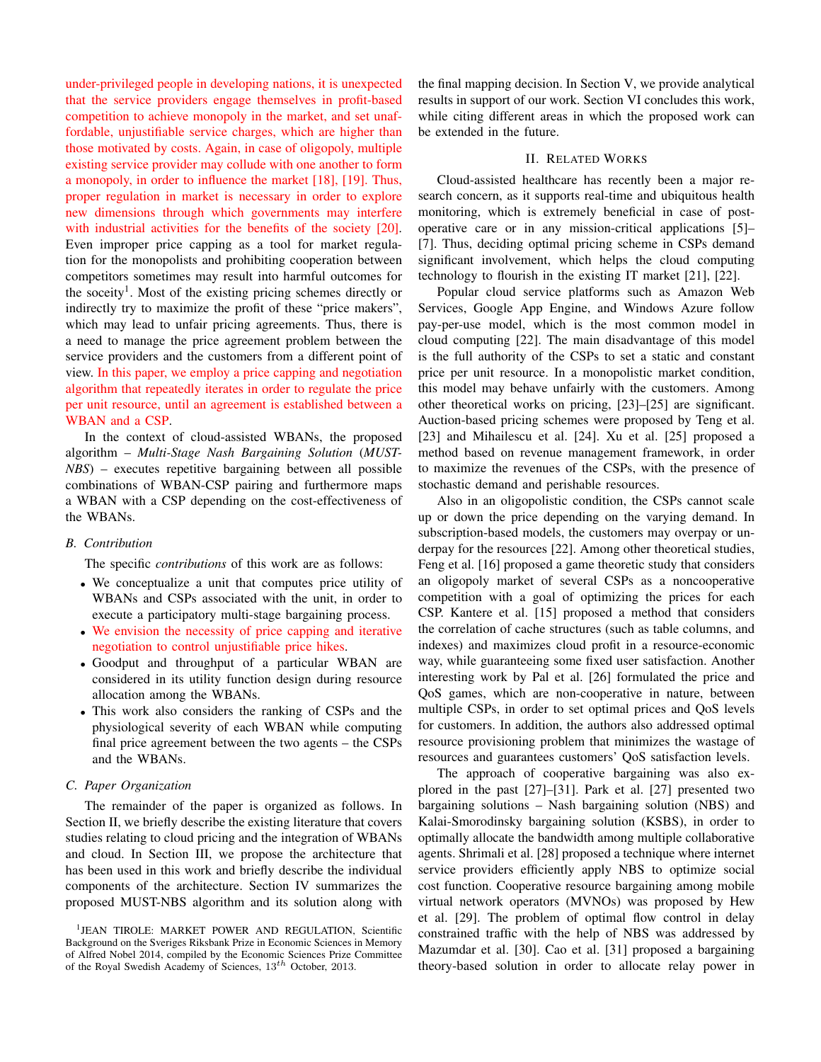under-privileged people in developing nations, it is unexpected that the service providers engage themselves in profit-based competition to achieve monopoly in the market, and set unaffordable, unjustifiable service charges, which are higher than those motivated by costs. Again, in case of oligopoly, multiple existing service provider may collude with one another to form a monopoly, in order to influence the market [18], [19]. Thus, proper regulation in market is necessary in order to explore new dimensions through which governments may interfere with industrial activities for the benefits of the society [20]. Even improper price capping as a tool for market regulation for the monopolists and prohibiting cooperation between competitors sometimes may result into harmful outcomes for the soceity[1]. Most of the existing pricing schemes directly or indirectly try to maximize the profit of these "price makers", which may lead to unfair pricing agreements. Thus, there is a need to manage the price agreement problem between the service providers and the customers from a different point of view. In this paper, we employ a price capping and negotiation algorithm that repeatedly iterates in order to regulate the price per unit resource, until an agreement is established between a WBAN and a CSP.

In the context of cloud-assisted WBANs, the proposed algorithm – *Multi-Stage Nash Bargaining Solution* (*MUST-NBS*) – executes repetitive bargaining between all possible combinations of WBAN-CSP pairing and furthermore maps a WBAN with a CSP depending on the cost-effectiveness of the WBANs.

### B. Contribution

The specific *contributions* of this work are as follows:

- We conceptualize a unit that computes price utility of WBANs and CSPs associated with the unit, in order to execute a participatory multi-stage bargaining process.
- We envision the necessity of price capping and iterative negotiation to control unjustifiable price hikes.
- Goodput and throughput of a particular WBAN are considered in its utility function design during resource allocation among the WBANs.
- This work also considers the ranking of CSPs and the physiological severity of each WBAN while computing final price agreement between the two agents – the CSPs and the WBANs.

### C. Paper Organization

The remainder of the paper is organized as follows. In Section II, we briefly describe the existing literature that covers studies relating to cloud pricing and the integration of WBANs and cloud. In Section III, we propose the architecture that has been used in this work and briefly describe the individual components of the architecture. Section IV summarizes the proposed MUST-NBS algorithm and its solution along with the final mapping decision. In Section V, we provide analytical results in support of our work. Section VI concludes this work, while citing different areas in which the proposed work can be extended in the future.

## II. Related Works

Cloud-assisted healthcare has recently been a major research concern, as it supports real-time and ubiquitous health monitoring, which is extremely beneficial in case of post-operative care or in any mission-critical applications [5]–[7]. Thus, deciding optimal pricing scheme in CSPs demand significant involvement, which helps the cloud computing technology to flourish in the existing IT market [21], [22].

Popular cloud service platforms such as Amazon Web Services, Google App Engine, and Windows Azure follow pay-per-use model, which is the most common model in cloud computing [22]. The main disadvantage of this model is the full authority of the CSPs to set a static and constant price per unit resource. In a monopolistic market condition, this model may behave unfairly with the customers. Among other theoretical works on pricing, [23]–[25] are significant. Auction-based pricing schemes were proposed by Teng et al. [23] and Mihailescu et al. [24]. Xu et al. [25] proposed a method based on revenue management framework, in order to maximize the revenues of the CSPs, with the presence of stochastic demand and perishable resources.

Also in an oligopolistic condition, the CSPs cannot scale up or down the price depending on the varying demand. In subscription-based models, the customers may overpay or underpay for the resources [22]. Among other theoretical studies, Feng et al. [16] proposed a game theoretic study that considers an oligopoly market of several CSPs as a noncooperative competition with a goal of optimizing the prices for each CSP. Kantere et al. [15] proposed a method that considers the correlation of cache structures (such as table columns, and indexes) and maximizes cloud profit in a resource-economic way, while guaranteeing some fixed user satisfaction. Another interesting work by Pal et al. [26] formulated the price and QoS games, which are non-cooperative in nature, between multiple CSPs, in order to set optimal prices and QoS levels for customers. In addition, the authors also addressed optimal resource provisioning problem that minimizes the wastage of resources and guarantees customers' QoS satisfaction levels.

The approach of cooperative bargaining was also explored in the past [27]–[31]. Park et al. [27] presented two bargaining solutions – Nash bargaining solution (NBS) and Kalai-Smorodinsky bargaining solution (KSBS), in order to optimally allocate the bandwidth among multiple collaborative agents. Shrimali et al. [28] proposed a technique where internet service providers efficiently apply NBS to optimize social cost function. Cooperative resource bargaining among mobile virtual network operators (MVNOs) was proposed by Hew et al. [29]. The problem of optimal flow control in delay constrained traffic with the help of NBS was addressed by Mazumdar et al. [30]. Cao et al. [31] proposed a bargaining theory-based solution in order to allocate relay power in

[1] JEAN TIROLE: MARKET POWER AND REGULATION, Scientific Background on the Sveriges Riksbank Prize in Economic Sciences in Memory of Alfred Nobel 2014, compiled by the Economic Sciences Prize Committee of the Royal Swedish Academy of Sciences, $13^{th}$ October, 2013.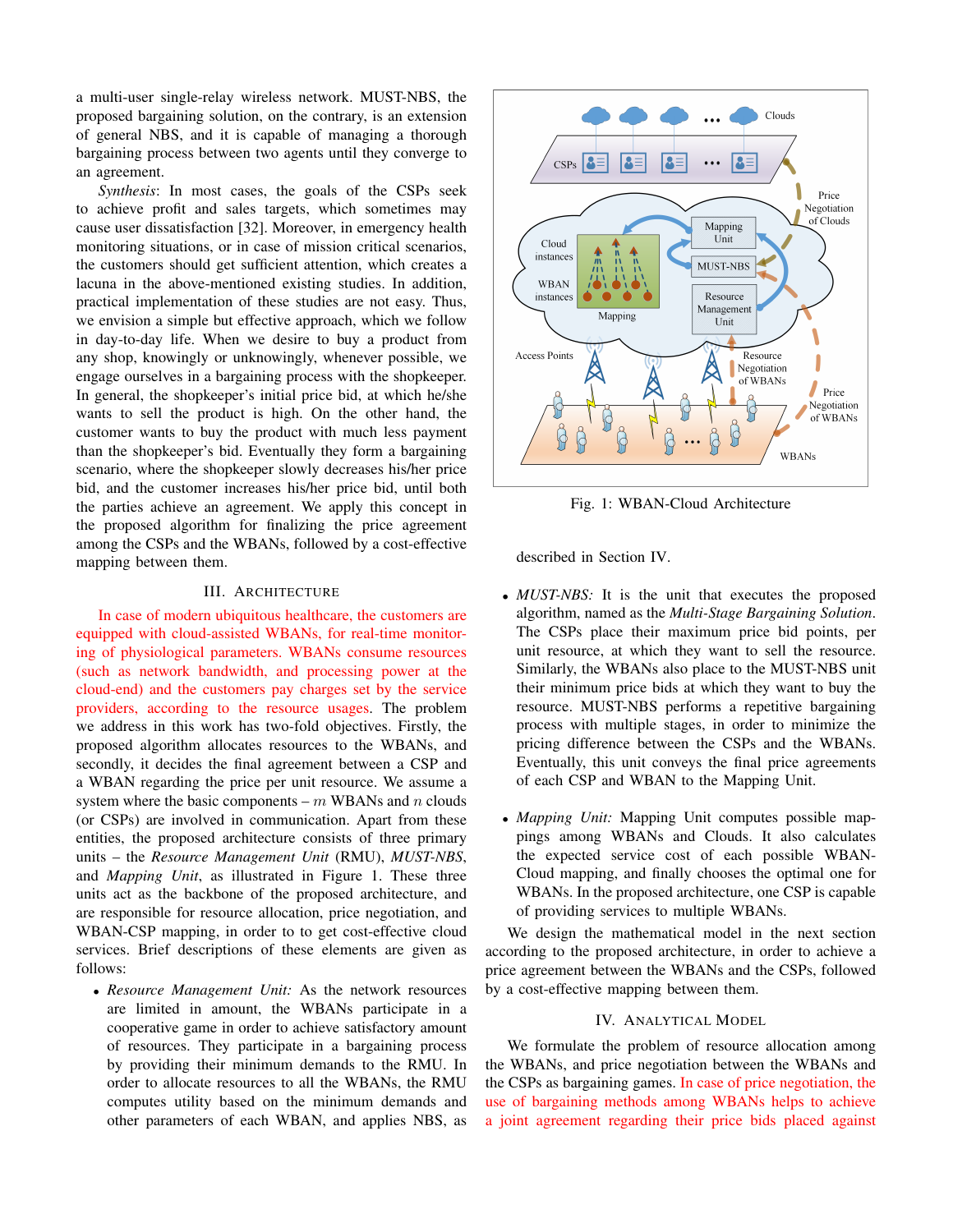a multi-user single-relay wireless network. MUST-NBS, the proposed bargaining solution, on the contrary, is an extension of general NBS, and it is capable of managing a thorough bargaining process between two agents until they converge to an agreement.

*Synthesis*: In most cases, the goals of the CSPs seek to achieve profit and sales targets, which sometimes may cause user dissatisfaction [32]. Moreover, in emergency health monitoring situations, or in case of mission critical scenarios, the customers should get sufficient attention, which creates a lacuna in the above-mentioned existing studies. In addition, practical implementation of these studies are not easy. Thus, we envision a simple but effective approach, which we follow in day-to-day life. When we desire to buy a product from any shop, knowingly or unknowingly, whenever possible, we engage ourselves in a bargaining process with the shopkeeper. In general, the shopkeeper's initial price bid, at which he/she wants to sell the product is high. On the other hand, the customer wants to buy the product with much less payment than the shopkeeper's bid. Eventually they form a bargaining scenario, where the shopkeeper slowly decreases his/her price bid, and the customer increases his/her price bid, until both the parties achieve an agreement. We apply this concept in the proposed algorithm for finalizing the price agreement among the CSPs and the WBANs, followed by a cost-effective mapping between them.

## III. Architecture

In case of modern ubiquitous healthcare, the customers are equipped with cloud-assisted WBANs, for real-time monitoring of physiological parameters. WBANs consume resources (such as network bandwidth, and processing power at the cloud-end) and the customers pay charges set by the service providers, according to the resource usages. The problem we address in this work has two-fold objectives. Firstly, the proposed algorithm allocates resources to the WBANs, and secondly, it decides the final agreement between a CSP and a WBAN regarding the price per unit resource. We assume a system where the basic components – $m$ WBANs and $n$ clouds (or CSPs) are involved in communication. Apart from these entities, the proposed architecture consists of three primary units – the *Resource Management Unit* (RMU), *MUST-NBS*, and *Mapping Unit*, as illustrated in Figure 1. These three units act as the backbone of the proposed architecture, and are responsible for resource allocation, price negotiation, and WBAN-CSP mapping, in order to to get cost-effective cloud services. Brief descriptions of these elements are given as follows:

- *Resource Management Unit:* As the network resources are limited in amount, the WBANs participate in a cooperative game in order to achieve satisfactory amount of resources. They participate in a bargaining process by providing their minimum demands to the RMU. In order to allocate resources to all the WBANs, the RMU computes utility based on the minimum demands and other parameters of each WBAN, and applies NBS, as described in Section IV.

Fig. 1: WBAN-Cloud Architecture

- *MUST-NBS:* It is the unit that executes the proposed algorithm, named as the *Multi-Stage Bargaining Solution*. The CSPs place their maximum price bid points, per unit resource, at which they want to sell the resource. Similarly, the WBANs also place to the MUST-NBS unit their minimum price bids at which they want to buy the resource. MUST-NBS performs a repetitive bargaining process with multiple stages, in order to minimize the pricing difference between the CSPs and the WBANs. Eventually, this unit conveys the final price agreements of each CSP and WBAN to the Mapping Unit.

- *Mapping Unit:* Mapping Unit computes possible mappings among WBANs and Clouds. It also calculates the expected service cost of each possible WBAN-Cloud mapping, and finally chooses the optimal one for WBANs. In the proposed architecture, one CSP is capable of providing services to multiple WBANs.

We design the mathematical model in the next section according to the proposed architecture, in order to achieve a price agreement between the WBANs and the CSPs, followed by a cost-effective mapping between them.

## IV. Analytical Model

We formulate the problem of resource allocation among the WBANs, and price negotiation between the WBANs and the CSPs as bargaining games. In case of price negotiation, the use of bargaining methods among WBANs helps to achieve a joint agreement regarding their price bids placed against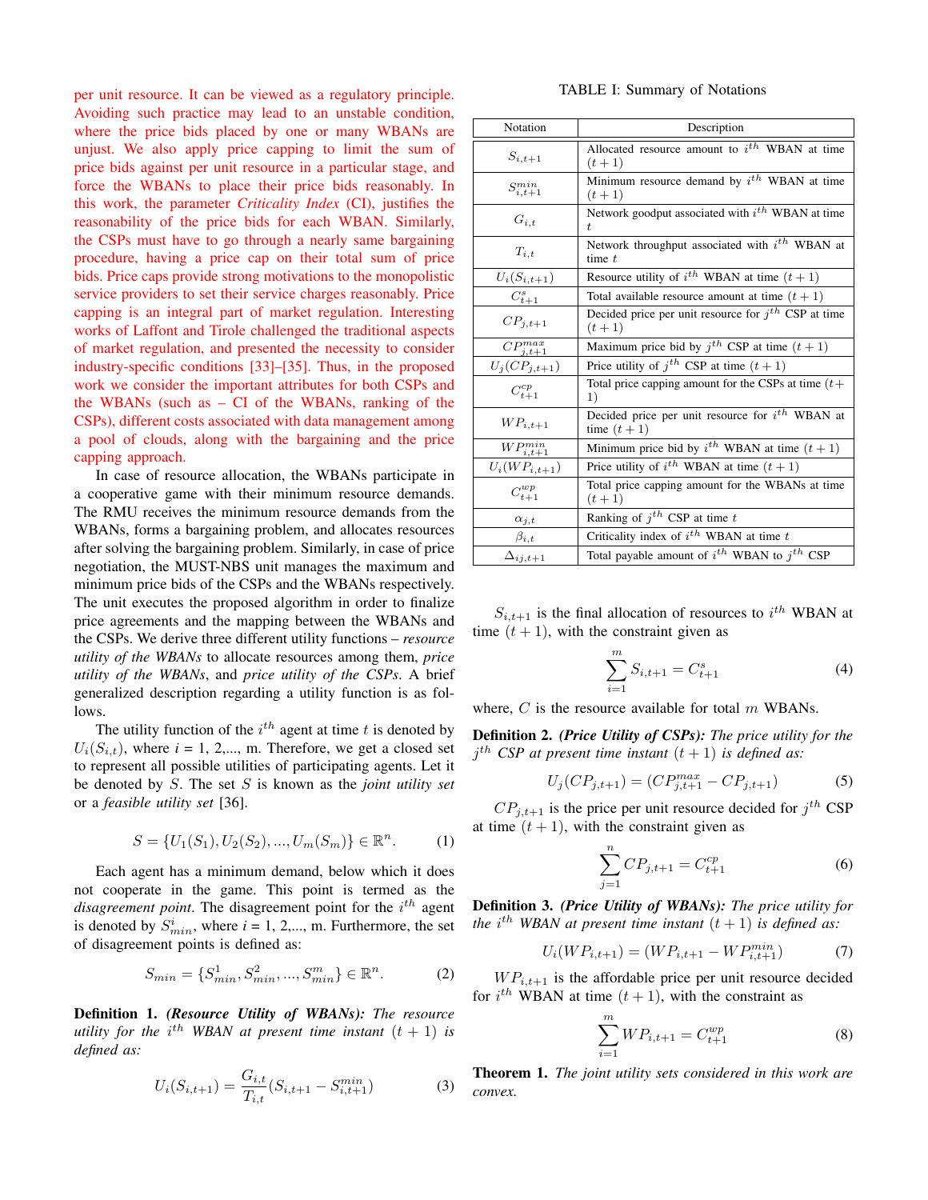per unit resource. It can be viewed as a regulatory principle. Avoiding such practice may lead to an unstable condition, where the price bids placed by one or many WBANs are unjust. We also apply price capping to limit the sum of price bids against per unit resource in a particular stage, and force the WBANs to place their price bids reasonably. In this work, the parameter *Criticality Index* (CI), justifies the reasonability of the price bids for each WBAN. Similarly, the CSPs must have to go through a nearly same bargaining procedure, having a price cap on their total sum of price bids. Price caps provide strong motivations to the monopolistic service providers to set their service charges reasonably. Price capping is an integral part of market regulation. Interesting works of Laffont and Tirole challenged the traditional aspects of market regulation, and presented the necessity to consider industry-specific conditions [33]–[35]. Thus, in the proposed work we consider the important attributes for both CSPs and the WBANs (such as – CI of the WBANs, ranking of the CSPs), different costs associated with data management among a pool of clouds, along with the bargaining and the price capping approach.

In case of resource allocation, the WBANs participate in a cooperative game with their minimum resource demands. The RMU receives the minimum resource demands from the WBANs, forms a bargaining problem, and allocates resources after solving the bargaining problem. Similarly, in case of price negotiation, the MUST-NBS unit manages the maximum and minimum price bids of the CSPs and the WBANs respectively. The unit executes the proposed algorithm in order to finalize price agreements and the mapping between the WBANs and the CSPs. We derive three different utility functions – *resource utility of the WBANs* to allocate resources among them, *price utility of the WBANs*, and *price utility of the CSPs*. A brief generalized description regarding a utility function is as follows.

The utility function of the $i^{th}$ agent at time $t$ is denoted by $U_i(S_{i,t})$, where $i$ = 1, 2,..., m. Therefore, we get a closed set to represent all possible utilities of participating agents. Let it be denoted by $S$. The set $S$ is known as the *joint utility set* or a *feasible utility set* [36].

$$S = \{U_1(S_1), U_2(S_2), ..., U_m(S_m)\} \in \mathbb{R}^n. \tag{1}$$

Each agent has a minimum demand, below which it does not cooperate in the game. This point is termed as the *disagreement point*. The disagreement point for the $i^{th}$ agent is denoted by $S^i_{min}$, where $i$ = 1, 2,..., m. Furthermore, the set of disagreement points is defined as:

$$S_{min} = \{S^1_{min}, S^2_{min}, ..., S^m_{min}\} \in \mathbb{R}^n. \tag{2}$$

**Definition 1.** ***(Resource Utility of WBANs):*** *The resource utility for the $i^{th}$ WBAN at present time instant $(t+1)$ is defined as:*

$$U_i(S_{i,t+1}) = \frac{G_{i,t}}{T_{i,t}}(S_{i,t+1} - S^{min}_{i,t+1}) \tag{3}$$

TABLE I: Summary of Notations

| Notation | Description |
|---|---|
| $S_{i,t+1}$ | Allocated resource amount to $i^{th}$ WBAN at time $(t+1)$ |
| $S^{min}_{i,t+1}$ | Minimum resource demand by $i^{th}$ WBAN at time $(t+1)$ |
| $G_{i,t}$ | Network goodput associated with $i^{th}$ WBAN at time $t$ |
| $T_{i,t}$ | Network throughput associated with $i^{th}$ WBAN at time $t$ |
| $U_i(S_{i,t+1})$ | Resource utility of $i^{th}$ WBAN at time $(t+1)$ |
| $C^s_{t+1}$ | Total available resource amount at time $(t+1)$ |
| $CP_{j,t+1}$ | Decided price per unit resource for $j^{th}$ CSP at time $(t+1)$ |
| $CP^{max}_{j,t+1}$ | Maximum price bid by $j^{th}$ CSP at time $(t+1)$ |
| $U_j(CP_{j,t+1})$ | Price utility of $j^{th}$ CSP at time $(t+1)$ |
| $C^{cp}_{t+1}$ | Total price capping amount for the CSPs at time $(t+1)$ |
| $WP_{i,t+1}$ | Decided price per unit resource for $i^{th}$ WBAN at time $(t+1)$ |
| $WP^{min}_{i,t+1}$ | Minimum price bid by $i^{th}$ WBAN at time $(t+1)$ |
| $U_i(WP_{i,t+1})$ | Price utility of $i^{th}$ WBAN at time $(t+1)$ |
| $C^{wp}_{t+1}$ | Total price capping amount for the WBANs at time $(t+1)$ |
| $\alpha_{j,t}$ | Ranking of $j^{th}$ CSP at time $t$ |
| $\beta_{i,t}$ | Criticality index of $i^{th}$ WBAN at time $t$ |
| $\Delta_{ij,t+1}$ | Total payable amount of $i^{th}$ WBAN to $j^{th}$ CSP |

$S_{i,t+1}$ is the final allocation of resources to $i^{th}$ WBAN at time $(t+1)$, with the constraint given as

$$\sum_{i=1}^{m} S_{i,t+1} = C^s_{t+1} \tag{4}$$

where, $C$ is the resource available for total $m$ WBANs.

**Definition 2.** ***(Price Utility of CSPs):*** *The price utility for the $j^{th}$ CSP at present time instant $(t+1)$ is defined as:*

$$U_j(CP_{j,t+1}) = (CP^{max}_{j,t+1} - CP_{j,t+1}) \tag{5}$$

$CP_{j,t+1}$ is the price per unit resource decided for $j^{th}$ CSP at time $(t+1)$, with the constraint given as

$$\sum_{j=1}^{n} CP_{j,t+1} = C^{cp}_{t+1} \tag{6}$$

**Definition 3.** ***(Price Utility of WBANs):*** *The price utility for the $i^{th}$ WBAN at present time instant $(t+1)$ is defined as:*

$$U_i(WP_{i,t+1}) = (WP_{i,t+1} - WP^{min}_{i,t+1}) \tag{7}$$

$WP_{i,t+1}$ is the affordable price per unit resource decided for $i^{th}$ WBAN at time $(t+1)$, with the constraint as

$$\sum_{i=1}^{m} WP_{i,t+1} = C^{wp}_{t+1} \tag{8}$$

**Theorem 1.** *The joint utility sets considered in this work are convex.*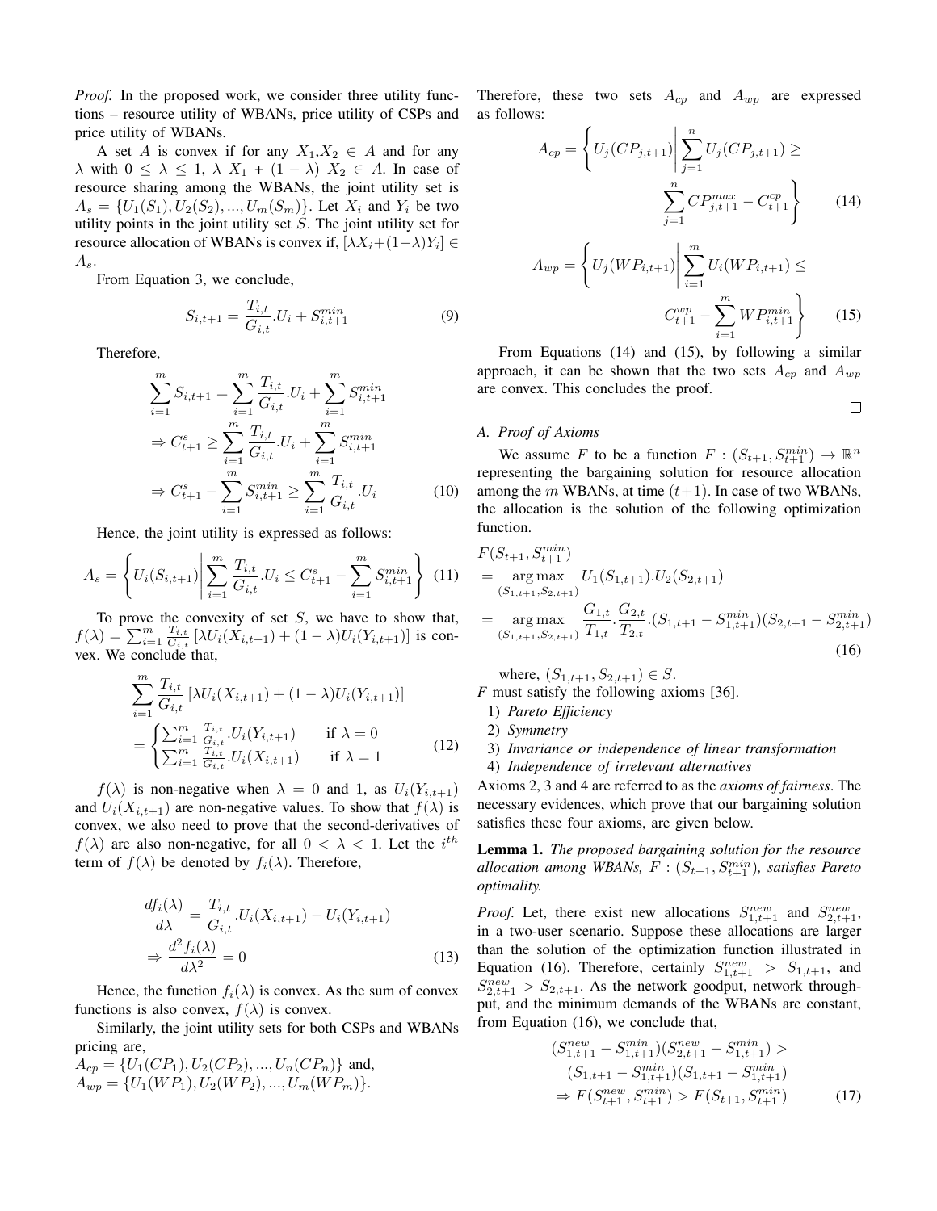*Proof.* In the proposed work, we consider three utility functions – resource utility of WBANs, price utility of CSPs and price utility of WBANs.

A set $A$ is convex if for any $X_1, X_2 \in A$ and for any $\lambda$ with $0 \leq \lambda \leq 1$, $\lambda\ X_1 + (1-\lambda)\ X_2 \in A$. In case of resource sharing among the WBANs, the joint utility set is $A_s = \{U_1(S_1), U_2(S_2), ..., U_m(S_m)\}$. Let $X_i$ and $Y_i$ be two utility points in the joint utility set $S$. The joint utility set for resource allocation of WBANs is convex if, $[\lambda X_i + (1-\lambda)Y_i] \in A_s$.

From Equation 3, we conclude,

$$S_{i,t+1} = \frac{T_{i,t}}{G_{i,t}}.U_i + S_{i,t+1}^{min} \tag{9}$$

Therefore,

$$\begin{aligned}
\sum_{i=1}^{m} S_{i,t+1} &= \sum_{i=1}^{m} \frac{T_{i,t}}{G_{i,t}}.U_i + \sum_{i=1}^{m} S_{i,t+1}^{min} \\
\Rightarrow C_{t+1}^{s} &\geq \sum_{i=1}^{m} \frac{T_{i,t}}{G_{i,t}}.U_i + \sum_{i=1}^{m} S_{i,t+1}^{min} \\
\Rightarrow C_{t+1}^{s} - \sum_{i=1}^{m} S_{i,t+1}^{min} &\geq \sum_{i=1}^{m} \frac{T_{i,t}}{G_{i,t}}.U_i
\end{aligned} \tag{10}$$

Hence, the joint utility is expressed as follows:

$$A_s = \left\{ U_i(S_{i,t+1}) \middle| \sum_{i=1}^{m} \frac{T_{i,t}}{G_{i,t}}.U_i \leq C_{t+1}^{s} - \sum_{i=1}^{m} S_{i,t+1}^{min} \right\} \tag{11}$$

To prove the convexity of set $S$, we have to show that, $f(\lambda) = \sum_{i=1}^{m} \frac{T_{i,t}}{G_{i,t}} \left[\lambda U_i(X_{i,t+1}) + (1-\lambda) U_i(Y_{i,t+1})\right]$ is convex. We conclude that,

$$\begin{aligned}
&\sum_{i=1}^{m} \frac{T_{i,t}}{G_{i,t}} \left[\lambda U_i(X_{i,t+1}) + (1-\lambda) U_i(Y_{i,t+1})\right] \\
&= \begin{cases} \sum_{i=1}^{m} \frac{T_{i,t}}{G_{i,t}}.U_i(Y_{i,t+1}) & \text{if } \lambda = 0 \\ \sum_{i=1}^{m} \frac{T_{i,t}}{G_{i,t}}.U_i(X_{i,t+1}) & \text{if } \lambda = 1 \end{cases}
\end{aligned} \tag{12}$$

$f(\lambda)$ is non-negative when $\lambda = 0$ and 1, as $U_i(Y_{i,t+1})$ and $U_i(X_{i,t+1})$ are non-negative values. To show that $f(\lambda)$ is convex, we also need to prove that the second-derivatives of $f(\lambda)$ are also non-negative, for all $0 < \lambda < 1$. Let the $i^{th}$ term of $f(\lambda)$ be denoted by $f_i(\lambda)$. Therefore,

$$\begin{aligned}
\frac{df_i(\lambda)}{d\lambda} &= \frac{T_{i,t}}{G_{i,t}}.U_i(X_{i,t+1}) - U_i(Y_{i,t+1}) \\
\Rightarrow \frac{d^2 f_i(\lambda)}{d\lambda^2} &= 0
\end{aligned} \tag{13}$$

Hence, the function $f_i(\lambda)$ is convex. As the sum of convex functions is also convex, $f(\lambda)$ is convex.

Similarly, the joint utility sets for both CSPs and WBANs pricing are,
$A_{cp} = \{U_1(CP_1), U_2(CP_2), ..., U_n(CP_n)\}$ and,
$A_{wp} = \{U_1(WP_1), U_2(WP_2), ..., U_m(WP_m)\}$.

Therefore, these two sets $A_{cp}$ and $A_{wp}$ are expressed as follows:

$$A_{cp} = \left\{ U_j(CP_{j,t+1}) \middle| \sum_{j=1}^{n} U_j(CP_{j,t+1}) \geq \sum_{j=1}^{n} CP_{j,t+1}^{max} - C_{t+1}^{cp} \right\} \tag{14}$$

$$A_{wp} = \left\{ U_j(WP_{i,t+1}) \middle| \sum_{i=1}^{m} U_i(WP_{i,t+1}) \leq C_{t+1}^{wp} - \sum_{i=1}^{m} WP_{i,t+1}^{min} \right\} \tag{15}$$

From Equations (14) and (15), by following a similar approach, it can be shown that the two sets $A_{cp}$ and $A_{wp}$ are convex. This concludes the proof. □

### A. Proof of Axioms

We assume $F$ to be a function $F : (S_{t+1}, S_{t+1}^{min}) \rightarrow \mathbb{R}^n$ representing the bargaining solution for resource allocation among the $m$ WBANs, at time $(t+1)$. In case of two WBANs, the allocation is the solution of the following optimization function.

$$\begin{aligned}
&F(S_{t+1}, S_{t+1}^{min}) \\
&= \underset{(S_{1,t+1}, S_{2,t+1})}{\arg\max}\ U_1(S_{1,t+1}).U_2(S_{2,t+1}) \\
&= \underset{(S_{1,t+1}, S_{2,t+1})}{\arg\max}\ \frac{G_{1,t}}{T_{1,t}}.\frac{G_{2,t}}{T_{2,t}}.(S_{1,t+1} - S_{1,t+1}^{min})(S_{2,t+1} - S_{2,t+1}^{min})
\end{aligned} \tag{16}$$

where, $(S_{1,t+1}, S_{2,t+1}) \in S$.

$F$ must satisfy the following axioms [36].

1) *Pareto Efficiency*
2) *Symmetry*
3) *Invariance or independence of linear transformation*
4) *Independence of irrelevant alternatives*

Axioms 2, 3 and 4 are referred to as the *axioms of fairness*. The necessary evidences, which prove that our bargaining solution satisfies these four axioms, are given below.

**Lemma 1.** *The proposed bargaining solution for the resource allocation among WBANs, $F : (S_{t+1}, S_{t+1}^{min})$, satisfies Pareto optimality.*

*Proof.* Let, there exist new allocations $S_{1,t+1}^{new}$ and $S_{2,t+1}^{new}$, in a two-user scenario. Suppose these allocations are larger than the solution of the optimization function illustrated in Equation (16). Therefore, certainly $S_{1,t+1}^{new} > S_{1,t+1}$, and $S_{2,t+1}^{new} > S_{2,t+1}$. As the network goodput, network throughput, and the minimum demands of the WBANs are constant, from Equation (16), we conclude that,

$$\begin{aligned}
&(S_{1,t+1}^{new} - S_{1,t+1}^{min})(S_{2,t+1}^{new} - S_{1,t+1}^{min}) > \\
&\quad (S_{1,t+1} - S_{1,t+1}^{min})(S_{1,t+1} - S_{1,t+1}^{min}) \\
&\Rightarrow F(S_{t+1}^{new}, S_{t+1}^{min}) > F(S_{t+1}, S_{t+1}^{min})
\end{aligned} \tag{17}$$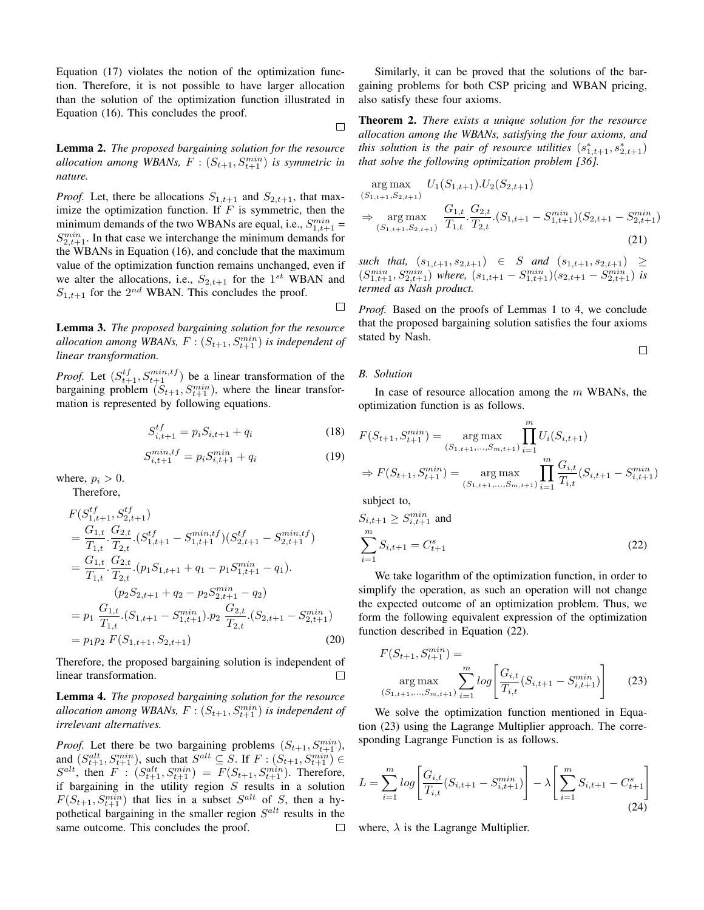Equation (17) violates the notion of the optimization function. Therefore, it is not possible to have larger allocation than the solution of the optimization function illustrated in Equation (16). This concludes the proof. □

**Lemma 2.** *The proposed bargaining solution for the resource allocation among WBANs, $F : (S_{t+1}, S_{t+1}^{min})$ is symmetric in nature.*

*Proof.* Let, there be allocations $S_{1,t+1}$ and $S_{2,t+1}$, that maximize the optimization function. If $F$ is symmetric, then the minimum demands of the two WBANs are equal, i.e., $S_{1,t+1}^{min} = S_{2,t+1}^{min}$. In that case we interchange the minimum demands for the WBANs in Equation (16), and conclude that the maximum value of the optimization function remains unchanged, even if we alter the allocations, i.e., $S_{2,t+1}$ for the $1^{st}$ WBAN and $S_{1,t+1}$ for the $2^{nd}$ WBAN. This concludes the proof. □

**Lemma 3.** *The proposed bargaining solution for the resource allocation among WBANs, $F : (S_{t+1}, S_{t+1}^{min})$ is independent of linear transformation.*

*Proof.* Let $(S_{t+1}^{tf}, S_{t+1}^{min,tf})$ be a linear transformation of the bargaining problem $(S_{t+1}, S_{t+1}^{min})$, where the linear transformation is represented by following equations.

$$S_{i,t+1}^{tf} = p_i S_{i,t+1} + q_i \tag{18}$$

$$S_{i,t+1}^{min,tf} = p_i S_{i,t+1}^{min} + q_i \tag{19}$$

where, $p_i > 0$.

Therefore,

$$\begin{aligned}
&F(S_{1,t+1}^{tf}, S_{2,t+1}^{tf}) \\
&= \frac{G_{1,t}}{T_{1,t}} . \frac{G_{2,t}}{T_{2,t}} . (S_{1,t+1}^{tf} - S_{1,t+1}^{min,tf})(S_{2,t+1}^{tf} - S_{2,t+1}^{min,tf}) \\
&= \frac{G_{1,t}}{T_{1,t}} . \frac{G_{2,t}}{T_{2,t}} . (p_1 S_{1,t+1} + q_1 - p_1 S_{1,t+1}^{min} - q_1) . \\
&\qquad (p_2 S_{2,t+1} + q_2 - p_2 S_{2,t+1}^{min} - q_2) \\
&= p_1 \ \frac{G_{1,t}}{T_{1,t}} . (S_{1,t+1} - S_{1,t+1}^{min}) . p_2 \ \frac{G_{2,t}}{T_{2,t}} . (S_{2,t+1} - S_{2,t+1}^{min}) \\
&= p_1 p_2 \ F(S_{1,t+1}, S_{2,t+1})
\end{aligned} \tag{20}$$

Therefore, the proposed bargaining solution is independent of linear transformation. □

**Lemma 4.** *The proposed bargaining solution for the resource allocation among WBANs, $F : (S_{t+1}, S_{t+1}^{min})$ is independent of irrelevant alternatives.*

*Proof.* Let there be two bargaining problems $(S_{t+1}, S_{t+1}^{min})$, and $(S_{t+1}^{alt}, S_{t+1}^{min})$, such that $S^{alt} \subseteq S$. If $F : (S_{t+1}, S_{t+1}^{min}) \in S^{alt}$, then $F : (S_{t+1}^{alt}, S_{t+1}^{min}) = F(S_{t+1}, S_{t+1}^{min})$. Therefore, if bargaining in the utility region $S$ results in a solution $F(S_{t+1}, S_{t+1}^{min})$ that lies in a subset $S^{alt}$ of $S$, then a hypothetical bargaining in the smaller region $S^{alt}$ results in the same outcome. This concludes the proof. □

Similarly, it can be proved that the solutions of the bargaining problems for both CSP pricing and WBAN pricing, also satisfy these four axioms.

**Theorem 2.** *There exists a unique solution for the resource allocation among the WBANs, satisfying the four axioms, and this solution is the pair of resource utilities $(s_{1,t+1}^*, s_{2,t+1}^*)$ that solve the following optimization problem [36].*

$$\begin{aligned}
&\underset{(S_{1,t+1}, S_{2,t+1})}{\arg\max} \quad U_1(S_{1,t+1}).U_2(S_{2,t+1}) \\
&\Rightarrow \underset{(S_{1,t+1}, S_{2,t+1})}{\arg\max} \quad \frac{G_{1,t}}{T_{1,t}} . \frac{G_{2,t}}{T_{2,t}} . (S_{1,t+1} - S_{1,t+1}^{min})(S_{2,t+1} - S_{2,t+1}^{min})
\end{aligned} \tag{21}$$

*such that, $(s_{1,t+1}, s_{2,t+1}) \in S$ and $(s_{1,t+1}, s_{2,t+1}) \geq (S_{1,t+1}^{min}, S_{2,t+1}^{min})$ where, $(s_{1,t+1} - S_{1,t+1}^{min})(s_{2,t+1} - S_{2,t+1}^{min})$ is termed as Nash product.*

*Proof.* Based on the proofs of Lemmas 1 to 4, we conclude that the proposed bargaining solution satisfies the four axioms stated by Nash. □

### *B. Solution*

In case of resource allocation among the $m$ WBANs, the optimization function is as follows.

$$\begin{aligned}
&F(S_{t+1}, S_{t+1}^{min}) = \underset{(S_{1,t+1}, \ldots, S_{m,t+1})}{\arg\max} \prod_{i=1}^{m} U_i(S_{i,t+1}) \\
&\Rightarrow F(S_{t+1}, S_{t+1}^{min}) = \underset{(S_{1,t+1}, \ldots, S_{m,t+1})}{\arg\max} \prod_{i=1}^{m} \frac{G_{i,t}}{T_{i,t}} (S_{i,t+1} - S_{i,t+1}^{min})
\end{aligned}$$

subject to,

$$S_{i,t+1} \geq S_{i,t+1}^{min} \text{ and}$$
$$\sum_{i=1}^{m} S_{i,t+1} = C_{t+1}^{s} \tag{22}$$

We take logarithm of the optimization function, in order to simplify the operation, as such an operation will not change the expected outcome of an optimization problem. Thus, we form the following equivalent expression of the optimization function described in Equation (22).

$$F(S_{t+1}, S_{t+1}^{min}) = \underset{(S_{1,t+1}, \ldots, S_{m,t+1})}{\arg\max} \sum_{i=1}^{m} log \left[ \frac{G_{i,t}}{T_{i,t}} (S_{i,t+1} - S_{i,t+1}^{min}) \right] \tag{23}$$

We solve the optimization function mentioned in Equation (23) using the Lagrange Multiplier approach. The corresponding Lagrange Function is as follows.

$$L = \sum_{i=1}^{m} log \left[ \frac{G_{i,t}}{T_{i,t}} (S_{i,t+1} - S_{i,t+1}^{min}) \right] - \lambda \left[ \sum_{i=1}^{m} S_{i,t+1} - C_{t+1}^{s} \right] \tag{24}$$

where, $\lambda$ is the Lagrange Multiplier.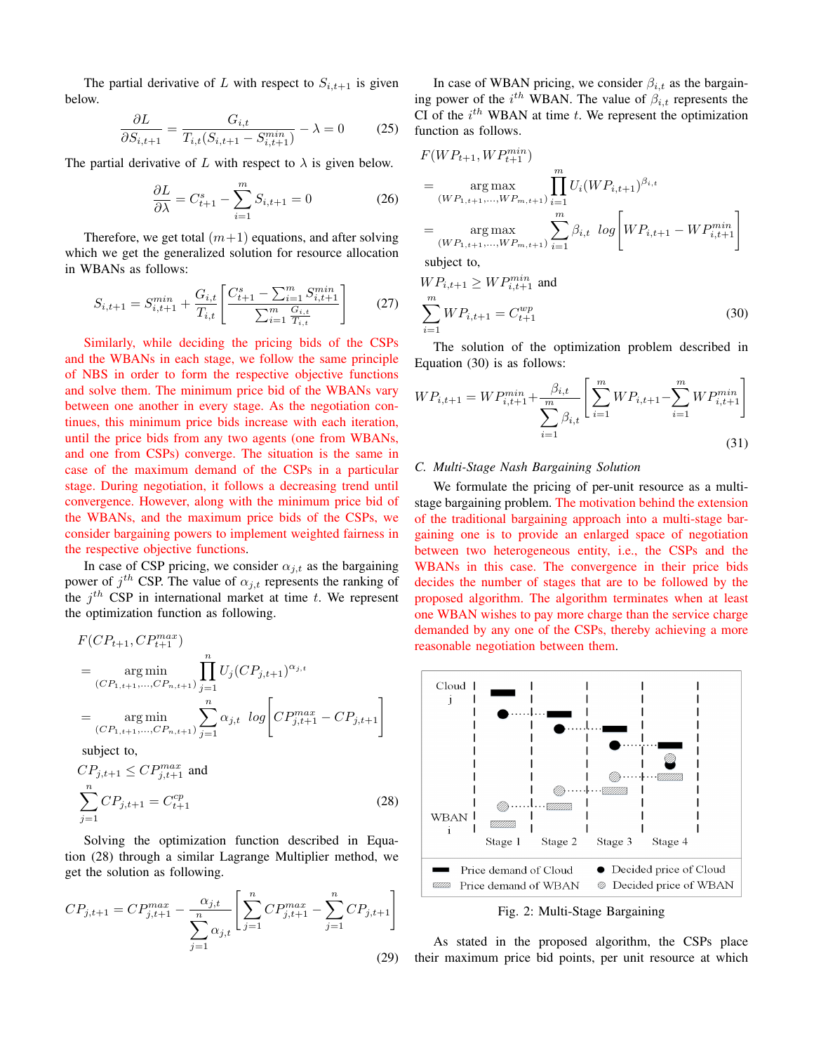The partial derivative of $L$ with respect to $S_{i,t+1}$ is given below.

$$\frac{\partial L}{\partial S_{i,t+1}} = \frac{G_{i,t}}{T_{i,t}(S_{i,t+1} - S^{min}_{i,t+1})} - \lambda = 0 \tag{25}$$

The partial derivative of $L$ with respect to $\lambda$ is given below.

$$\frac{\partial L}{\partial \lambda} = C^s_{t+1} - \sum_{i=1}^{m} S_{i,t+1} = 0 \tag{26}$$

Therefore, we get total $(m+1)$ equations, and after solving which we get the generalized solution for resource allocation in WBANs as follows:

$$S_{i,t+1} = S^{min}_{i,t+1} + \frac{G_{i,t}}{T_{i,t}}\left[\frac{C^s_{t+1} - \sum_{i=1}^{m} S^{min}_{i,t+1}}{\sum_{i=1}^{m} \frac{G_{i,t}}{T_{i,t}}}\right] \tag{27}$$

Similarly, while deciding the pricing bids of the CSPs and the WBANs in each stage, we follow the same principle of NBS in order to form the respective objective functions and solve them. The minimum price bid of the WBANs vary between one another in every stage. As the negotiation continues, this minimum price bids increase with each iteration, until the price bids from any two agents (one from WBANs, and one from CSPs) converge. The situation is the same in case of the maximum demand of the CSPs in a particular stage. During negotiation, it follows a decreasing trend until convergence. However, along with the minimum price bid of the WBANs, and the maximum price bids of the CSPs, we consider bargaining powers to implement weighted fairness in the respective objective functions.

In case of CSP pricing, we consider $\alpha_{j,t}$ as the bargaining power of $j^{th}$ CSP. The value of $\alpha_{j,t}$ represents the ranking of the $j^{th}$ CSP in international market at time $t$. We represent the optimization function as following.

$$\begin{aligned}
&F(CP_{t+1}, CP^{max}_{t+1}) \\
&= \underset{(CP_{1,t+1},\ldots,CP_{n,t+1})}{\arg\min} \prod_{j=1}^{n} U_j(CP_{j,t+1})^{\alpha_{j,t}} \\
&= \underset{(CP_{1,t+1},\ldots,CP_{n,t+1})}{\arg\min} \sum_{j=1}^{n} \alpha_{j,t}\ log\left[CP^{max}_{j,t+1} - CP_{j,t+1}\right] \\
&\text{subject to,} \\
&CP_{j,t+1} \leq CP^{max}_{j,t+1} \text{ and} \\
&\sum_{j=1}^{n} CP_{j,t+1} = C^{cp}_{t+1}
\end{aligned} \tag{28}$$

Solving the optimization function described in Equation (28) through a similar Lagrange Multiplier method, we get the solution as following.

$$CP_{j,t+1} = CP^{max}_{j,t+1} - \frac{\alpha_{j,t}}{\sum_{j=1}^{n} \alpha_{j,t}}\left[\sum_{j=1}^{n} CP^{max}_{j,t+1} - \sum_{j=1}^{n} CP_{j,t+1}\right] \tag{29}$$

In case of WBAN pricing, we consider $\beta_{i,t}$ as the bargaining power of the $i^{th}$ WBAN. The value of $\beta_{i,t}$ represents the CI of the $i^{th}$ WBAN at time $t$. We represent the optimization function as follows.

$$\begin{aligned}
&F(WP_{t+1}, WP^{min}_{t+1}) \\
&= \underset{(WP_{1,t+1},\ldots,WP_{m,t+1})}{\arg\max} \prod_{i=1}^{m} U_i(WP_{i,t+1})^{\beta_{i,t}} \\
&= \underset{(WP_{1,t+1},\ldots,WP_{m,t+1})}{\arg\max} \sum_{i=1}^{m} \beta_{i,t}\ log\left[WP_{i,t+1} - WP^{min}_{i,t+1}\right] \\
&\text{subject to,} \\
&WP_{i,t+1} \geq WP^{min}_{i,t+1} \text{ and} \\
&\sum_{i=1}^{m} WP_{i,t+1} = C^{wp}_{t+1}
\end{aligned} \tag{30}$$

The solution of the optimization problem described in Equation (30) is as follows:

$$WP_{i,t+1} = WP^{min}_{i,t+1} + \frac{\beta_{i,t}}{\sum_{i=1}^{m} \beta_{i,t}}\left[\sum_{i=1}^{m} WP_{i,t+1} - \sum_{i=1}^{m} WP^{min}_{i,t+1}\right] \tag{31}$$

### C. Multi-Stage Nash Bargaining Solution

We formulate the pricing of per-unit resource as a multi-stage bargaining problem. The motivation behind the extension of the traditional bargaining approach into a multi-stage bargaining one is to provide an enlarged space of negotiation between two heterogeneous entity, i.e., the CSPs and the WBANs in this case. The convergence in their price bids decides the number of stages that are to be followed by the proposed algorithm. The algorithm terminates when at least one WBAN wishes to pay more charge than the service charge demanded by any one of the CSPs, thereby achieving a more reasonable negotiation between them.

Fig. 2: Multi-Stage Bargaining

As stated in the proposed algorithm, the CSPs place their maximum price bid points, per unit resource at which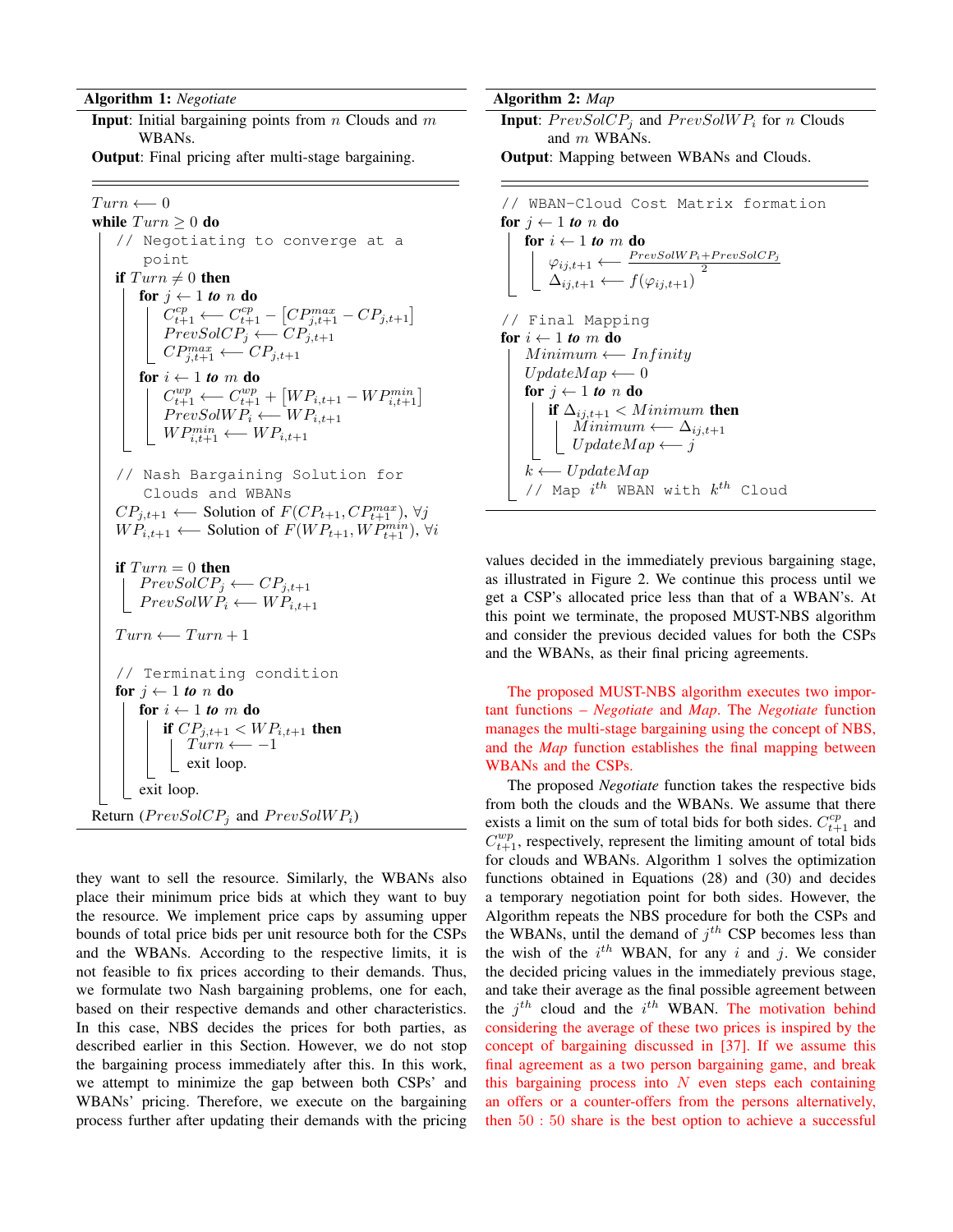**Algorithm 1:** *Negotiate*

**Input**: Initial bargaining points from $n$ Clouds and $m$ WBANs.
**Output**: Final pricing after multi-stage bargaining.

```
Turn ⟵ 0
while Turn ≥ 0 do
    // Negotiating to converge at a point
    if Turn ≠ 0 then
        for j ← 1 to n do
            C^{cp}_{t+1} ⟵ C^{cp}_{t+1} − [CP^{max}_{j,t+1} − CP_{j,t+1}]
            PrevSolCP_j ⟵ CP_{j,t+1}
            CP^{max}_{j,t+1} ⟵ CP_{j,t+1}
        for i ← 1 to m do
            C^{wp}_{t+1} ⟵ C^{wp}_{t+1} + [WP_{i,t+1} − WP^{min}_{i,t+1}]
            PrevSolWP_i ⟵ WP_{i,t+1}
            WP^{min}_{i,t+1} ⟵ WP_{i,t+1}

    // Nash Bargaining Solution for Clouds and WBANs
    CP_{j,t+1} ⟵ Solution of F(CP_{t+1}, CP^{max}_{t+1}), ∀j
    WP_{i,t+1} ⟵ Solution of F(WP_{t+1}, WP^{min}_{t+1}), ∀i

    if Turn = 0 then
        PrevSolCP_j ⟵ CP_{j,t+1}
        PrevSolWP_i ⟵ WP_{i,t+1}

    Turn ⟵ Turn + 1

    // Terminating condition
    for j ← 1 to n do
        for i ← 1 to m do
            if CP_{j,t+1} < WP_{i,t+1} then
                Turn ⟵ −1
                exit loop.
        exit loop.
Return (PrevSolCP_j and PrevSolWP_i)
```

they want to sell the resource. Similarly, the WBANs also place their minimum price bids at which they want to buy the resource. We implement price caps by assuming upper bounds of total price bids per unit resource both for the CSPs and the WBANs. According to the respective limits, it is not feasible to fix prices according to their demands. Thus, we formulate two Nash bargaining problems, one for each, based on their respective demands and other characteristics. In this case, NBS decides the prices for both parties, as described earlier in this Section. However, we do not stop the bargaining process immediately after this. In this work, we attempt to minimize the gap between both CSPs' and WBANs' pricing. Therefore, we execute on the bargaining process further after updating their demands with the pricing

**Algorithm 2:** *Map*

**Input**: $PrevSolCP_j$ and $PrevSolWP_i$ for $n$ Clouds and $m$ WBANs.
**Output**: Mapping between WBANs and Clouds.

```
// WBAN-Cloud Cost Matrix formation
for j ← 1 to n do
    for i ← 1 to m do
        φ_{ij,t+1} ⟵ (PrevSolWP_i + PrevSolCP_j) / 2
        Δ_{ij,t+1} ⟵ f(φ_{ij,t+1})

// Final Mapping
for i ← 1 to m do
    Minimum ⟵ Infinity
    UpdateMap ⟵ 0
    for j ← 1 to n do
        if Δ_{ij,t+1} < Minimum then
            Minimum ⟵ Δ_{ij,t+1}
            UpdateMap ⟵ j
    k ⟵ UpdateMap
    // Map i^{th} WBAN with k^{th} Cloud
```

values decided in the immediately previous bargaining stage, as illustrated in Figure 2. We continue this process until we get a CSP's allocated price less than that of a WBAN's. At this point we terminate, the proposed MUST-NBS algorithm and consider the previous decided values for both the CSPs and the WBANs, as their final pricing agreements.

The proposed MUST-NBS algorithm executes two important functions – *Negotiate* and *Map*. The *Negotiate* function manages the multi-stage bargaining using the concept of NBS, and the *Map* function establishes the final mapping between WBANs and the CSPs.

The proposed *Negotiate* function takes the respective bids from both the clouds and the WBANs. We assume that there exists a limit on the sum of total bids for both sides. $C^{cp}_{t+1}$ and $C^{wp}_{t+1}$, respectively, represent the limiting amount of total bids for clouds and WBANs. Algorithm 1 solves the optimization functions obtained in Equations (28) and (30) and decides a temporary negotiation point for both sides. However, the Algorithm repeats the NBS procedure for both the CSPs and the WBANs, until the demand of $j^{th}$ CSP becomes less than the wish of the $i^{th}$ WBAN, for any $i$ and $j$. We consider the decided pricing values in the immediately previous stage, and take their average as the final possible agreement between the $j^{th}$ cloud and the $i^{th}$ WBAN. The motivation behind considering the average of these two prices is inspired by the concept of bargaining discussed in [37]. If we assume this final agreement as a two person bargaining game, and break this bargaining process into $N$ even steps each containing an offers or a counter-offers from the persons alternatively, then $50:50$ share is the best option to achieve a successful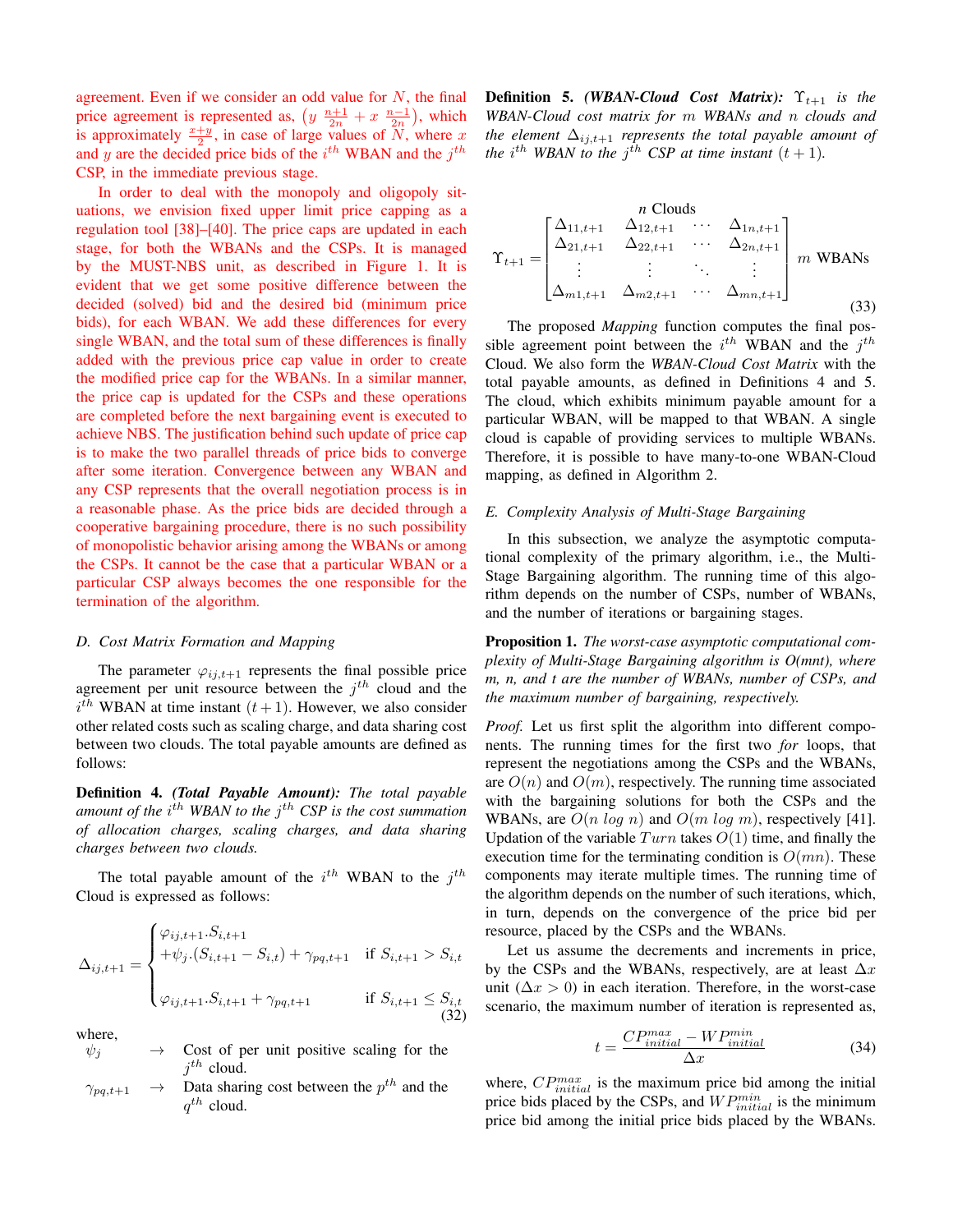agreement. Even if we consider an odd value for $N$, the final price agreement is represented as, $\left(y\ \frac{n+1}{2n} + x\ \frac{n-1}{2n}\right)$, which is approximately $\frac{x+y}{2}$, in case of large values of $N$, where $x$ and $y$ are the decided price bids of the $i^{th}$ WBAN and the $j^{th}$ CSP, in the immediate previous stage.

In order to deal with the monopoly and oligopoly situations, we envision fixed upper limit price capping as a regulation tool [38]–[40]. The price caps are updated in each stage, for both the WBANs and the CSPs. It is managed by the MUST-NBS unit, as described in Figure 1. It is evident that we get some positive difference between the decided (solved) bid and the desired bid (minimum price bids), for each WBAN. We add these differences for every single WBAN, and the total sum of these differences is finally added with the previous price cap value in order to create the modified price cap for the WBANs. In a similar manner, the price cap is updated for the CSPs and these operations are completed before the next bargaining event is executed to achieve NBS. The justification behind such update of price cap is to make the two parallel threads of price bids to converge after some iteration. Convergence between any WBAN and any CSP represents that the overall negotiation process is in a reasonable phase. As the price bids are decided through a cooperative bargaining procedure, there is no such possibility of monopolistic behavior arising among the WBANs or among the CSPs. It cannot be the case that a particular WBAN or a particular CSP always becomes the one responsible for the termination of the algorithm.

### D. Cost Matrix Formation and Mapping

The parameter $\varphi_{ij,t+1}$ represents the final possible price agreement per unit resource between the $j^{th}$ cloud and the $i^{th}$ WBAN at time instant $(t+1)$. However, we also consider other related costs such as scaling charge, and data sharing cost between two clouds. The total payable amounts are defined as follows:

**Definition 4.** ***(Total Payable Amount):*** *The total payable amount of the $i^{th}$ WBAN to the $j^{th}$ CSP is the cost summation of allocation charges, scaling charges, and data sharing charges between two clouds.*

The total payable amount of the $i^{th}$ WBAN to the $j^{th}$ Cloud is expressed as follows:

$$\Delta_{ij,t+1} = \begin{cases} \varphi_{ij,t+1}.S_{i,t+1} \\ +\psi_j.(S_{i,t+1} - S_{i,t}) + \gamma_{pq,t+1} & \text{if } S_{i,t+1} > S_{i,t} \\ \\ \varphi_{ij,t+1}.S_{i,t+1} + \gamma_{pq,t+1} & \text{if } S_{i,t+1} \leq S_{i,t} \end{cases} \tag{32}$$

where,

$\psi_j \quad \rightarrow \quad$ Cost of per unit positive scaling for the $j^{th}$ cloud.

$\gamma_{pq,t+1} \quad \rightarrow \quad$ Data sharing cost between the $p^{th}$ and the $q^{th}$ cloud.

**Definition 5.** ***(WBAN-Cloud Cost Matrix):*** *$\Upsilon_{t+1}$ is the WBAN-Cloud cost matrix for $m$ WBANs and $n$ clouds and the element $\Delta_{ij,t+1}$ represents the total payable amount of the $i^{th}$ WBAN to the $j^{th}$ CSP at time instant $(t+1)$.*

$$\Upsilon_{t+1} = \overset{n \text{ Clouds}}{\begin{bmatrix} \Delta_{11,t+1} & \Delta_{12,t+1} & \cdots & \Delta_{1n,t+1} \\ \Delta_{21,t+1} & \Delta_{22,t+1} & \cdots & \Delta_{2n,t+1} \\ \vdots & \vdots & \ddots & \vdots \\ \Delta_{m1,t+1} & \Delta_{m2,t+1} & \cdots & \Delta_{mn,t+1} \end{bmatrix}} m \text{ WBANs} \tag{33}$$

The proposed *Mapping* function computes the final possible agreement point between the $i^{th}$ WBAN and the $j^{th}$ Cloud. We also form the *WBAN-Cloud Cost Matrix* with the total payable amounts, as defined in Definitions 4 and 5. The cloud, which exhibits minimum payable amount for a particular WBAN, will be mapped to that WBAN. A single cloud is capable of providing services to multiple WBANs. Therefore, it is possible to have many-to-one WBAN-Cloud mapping, as defined in Algorithm 2.

### E. Complexity Analysis of Multi-Stage Bargaining

In this subsection, we analyze the asymptotic computational complexity of the primary algorithm, i.e., the Multi-Stage Bargaining algorithm. The running time of this algorithm depends on the number of CSPs, number of WBANs, and the number of iterations or bargaining stages.

**Proposition 1.** *The worst-case asymptotic computational complexity of Multi-Stage Bargaining algorithm is O(mnt), where m, n, and t are the number of WBANs, number of CSPs, and the maximum number of bargaining, respectively.*

*Proof.* Let us first split the algorithm into different components. The running times for the first two *for* loops, that represent the negotiations among the CSPs and the WBANs, are $O(n)$ and $O(m)$, respectively. The running time associated with the bargaining solutions for both the CSPs and the WBANs, are $O(n\ log\ n)$ and $O(m\ log\ m)$, respectively [41]. Updation of the variable $Turn$ takes $O(1)$ time, and finally the execution time for the terminating condition is $O(mn)$. These components may iterate multiple times. The running time of the algorithm depends on the number of such iterations, which, in turn, depends on the convergence of the price bid per resource, placed by the CSPs and the WBANs.

Let us assume the decrements and increments in price, by the CSPs and the WBANs, respectively, are at least $\Delta x$ unit ($\Delta x > 0$) in each iteration. Therefore, in the worst-case scenario, the maximum number of iteration is represented as,

$$t = \frac{CP^{max}_{initial} - WP^{min}_{initial}}{\Delta x} \tag{34}$$

where, $CP^{max}_{initial}$ is the maximum price bid among the initial price bids placed by the CSPs, and $WP^{min}_{initial}$ is the minimum price bid among the initial price bids placed by the WBANs.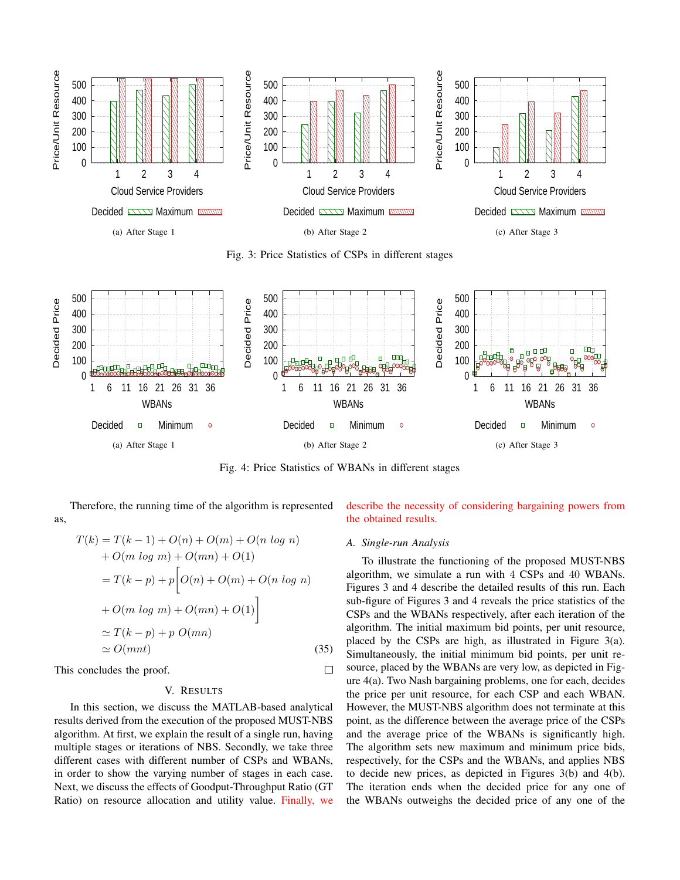Fig. 3: Price Statistics of CSPs in different stages

(a) After Stage 1

(b) After Stage 2

(c) After Stage 3

Fig. 4: Price Statistics of WBANs in different stages

(a) After Stage 1

(b) After Stage 2

(c) After Stage 3

Therefore, the running time of the algorithm is represented as,

$$
\begin{aligned}
T(k) &= T(k-1) + O(n) + O(m) + O(n\ log\ n) \\
&\quad + O(m\ log\ m) + O(mn) + O(1) \\
&= T(k-p) + p\Big[O(n) + O(m) + O(n\ log\ n) \\
&\quad + O(m\ log\ m) + O(mn) + O(1)\Big] \\
&\simeq T(k-p) + p\ O(mn) \\
&\simeq O(mnt)
\end{aligned} \tag{35}
$$

This concludes the proof. □

## V. Results

In this section, we discuss the MATLAB-based analytical results derived from the execution of the proposed MUST-NBS algorithm. At first, we explain the result of a single run, having multiple stages or iterations of NBS. Secondly, we take three different cases with different number of CSPs and WBANs, in order to show the varying number of stages in each case. Next, we discuss the effects of Goodput-Throughput Ratio (GT Ratio) on resource allocation and utility value. Finally, we describe the necessity of considering bargaining powers from the obtained results.

### A. Single-run Analysis

To illustrate the functioning of the proposed MUST-NBS algorithm, we simulate a run with 4 CSPs and 40 WBANs. Figures 3 and 4 describe the detailed results of this run. Each sub-figure of Figures 3 and 4 reveals the price statistics of the CSPs and the WBANs respectively, after each iteration of the algorithm. The initial maximum bid points, per unit resource, placed by the CSPs are high, as illustrated in Figure 3(a). Simultaneously, the initial minimum bid points, per unit resource, placed by the WBANs are very low, as depicted in Figure 4(a). Two Nash bargaining problems, one for each, decides the price per unit resource, for each CSP and each WBAN. However, the MUST-NBS algorithm does not terminate at this point, as the difference between the average price of the CSPs and the average price of the WBANs is significantly high. The algorithm sets new maximum and minimum price bids, respectively, for the CSPs and the WBANs, and applies NBS to decide new prices, as depicted in Figures 3(b) and 4(b). The iteration ends when the decided price for any one of the WBANs outweighs the decided price of any one of the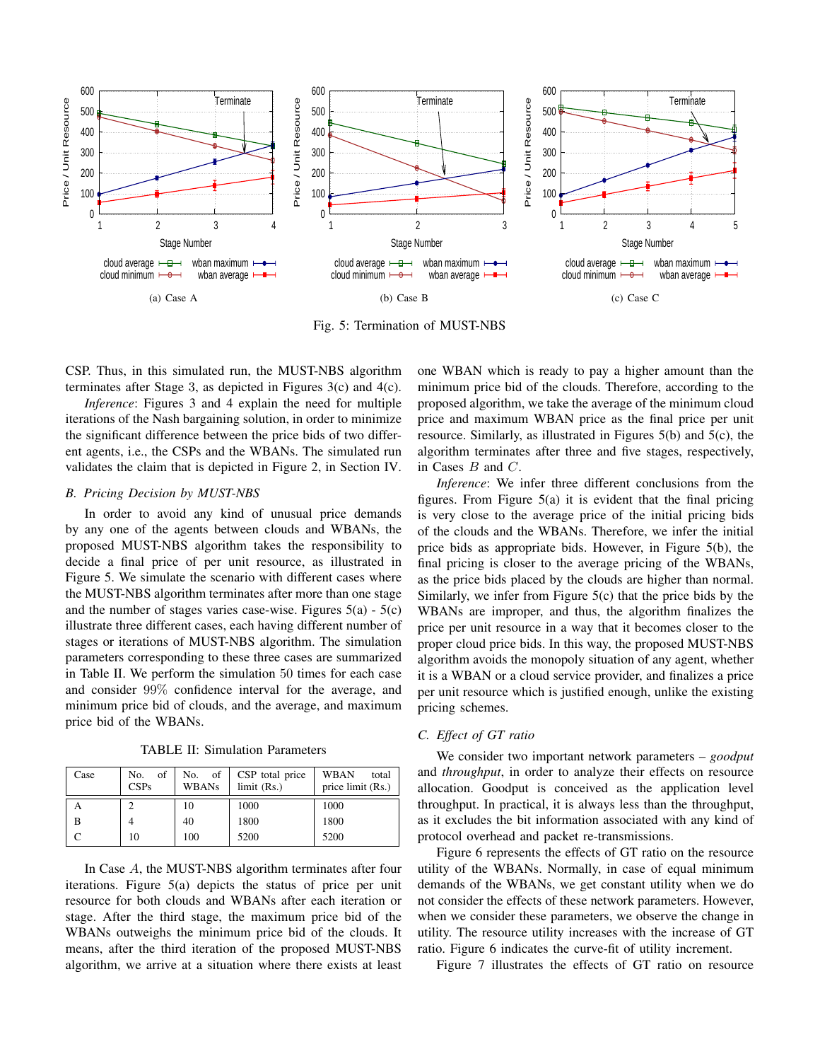(a) Case A

(b) Case B

(c) Case C

Fig. 5: Termination of MUST-NBS

CSP. Thus, in this simulated run, the MUST-NBS algorithm terminates after Stage 3, as depicted in Figures 3(c) and 4(c).

*Inference*: Figures 3 and 4 explain the need for multiple iterations of the Nash bargaining solution, in order to minimize the significant difference between the price bids of two different agents, i.e., the CSPs and the WBANs. The simulated run validates the claim that is depicted in Figure 2, in Section IV.

### *B. Pricing Decision by MUST-NBS*

In order to avoid any kind of unusual price demands by any one of the agents between clouds and WBANs, the proposed MUST-NBS algorithm takes the responsibility to decide a final price of per unit resource, as illustrated in Figure 5. We simulate the scenario with different cases where the MUST-NBS algorithm terminates after more than one stage and the number of stages varies case-wise. Figures 5(a) - 5(c) illustrate three different cases, each having different number of stages or iterations of MUST-NBS algorithm. The simulation parameters corresponding to these three cases are summarized in Table II. We perform the simulation $50$ times for each case and consider $99\%$ confidence interval for the average, and minimum price bid of clouds, and the average, and maximum price bid of the WBANs.

TABLE II: Simulation Parameters

| Case | No. of CSPs | No. of WBANs | CSP total price limit (Rs.) | WBAN total price limit (Rs.) |
|---|---|---|---|---|
| A | 2 | 10 | 1000 | 1000 |
| B | 4 | 40 | 1800 | 1800 |
| C | 10 | 100 | 5200 | 5200 |

In Case $A$, the MUST-NBS algorithm terminates after four iterations. Figure 5(a) depicts the status of price per unit resource for both clouds and WBANs after each iteration or stage. After the third stage, the maximum price bid of the WBANs outweighs the minimum price bid of the clouds. It means, after the third iteration of the proposed MUST-NBS algorithm, we arrive at a situation where there exists at least one WBAN which is ready to pay a higher amount than the minimum price bid of the clouds. Therefore, according to the proposed algorithm, we take the average of the minimum cloud price and maximum WBAN price as the final price per unit resource. Similarly, as illustrated in Figures 5(b) and 5(c), the algorithm terminates after three and five stages, respectively, in Cases $B$ and $C$.

*Inference*: We infer three different conclusions from the figures. From Figure 5(a) it is evident that the final pricing is very close to the average price of the initial pricing bids of the clouds and the WBANs. Therefore, we infer the initial price bids as appropriate bids. However, in Figure 5(b), the final pricing is closer to the average pricing of the WBANs, as the price bids placed by the clouds are higher than normal. Similarly, we infer from Figure 5(c) that the price bids by the WBANs are improper, and thus, the algorithm finalizes the price per unit resource in a way that it becomes closer to the proper cloud price bids. In this way, the proposed MUST-NBS algorithm avoids the monopoly situation of any agent, whether it is a WBAN or a cloud service provider, and finalizes a price per unit resource which is justified enough, unlike the existing pricing schemes.

### *C. Effect of GT ratio*

We consider two important network parameters – *goodput* and *throughput*, in order to analyze their effects on resource allocation. Goodput is conceived as the application level throughput. In practical, it is always less than the throughput, as it excludes the bit information associated with any kind of protocol overhead and packet re-transmissions.

Figure 6 represents the effects of GT ratio on the resource utility of the WBANs. Normally, in case of equal minimum demands of the WBANs, we get constant utility when we do not consider the effects of these network parameters. However, when we consider these parameters, we observe the change in utility. The resource utility increases with the increase of GT ratio. Figure 6 indicates the curve-fit of utility increment.

Figure 7 illustrates the effects of GT ratio on resource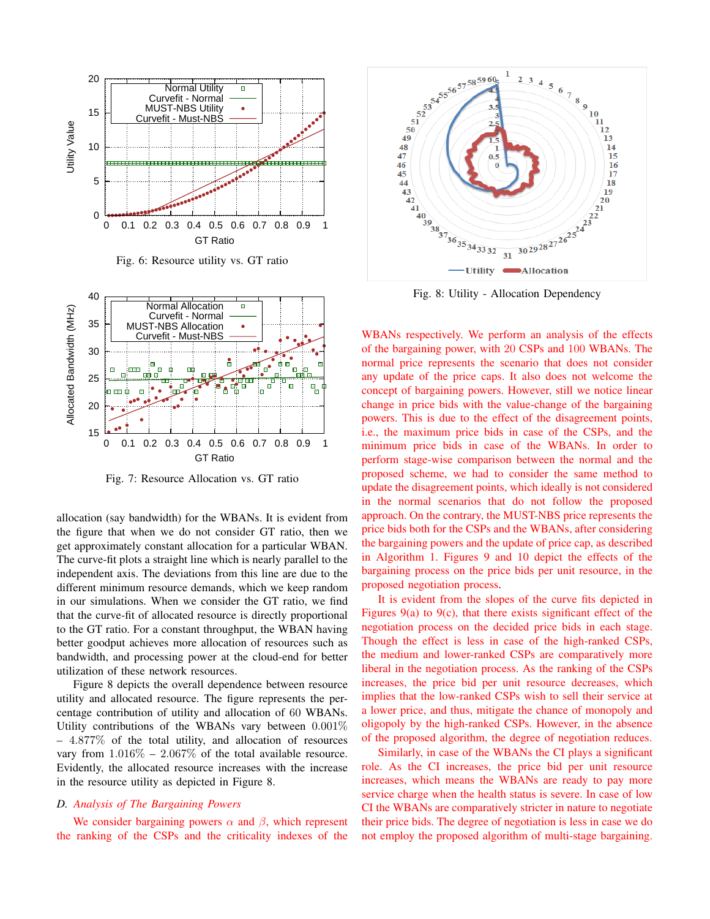Fig. 6: Resource utility vs. GT ratio

Fig. 7: Resource Allocation vs. GT ratio

allocation (say bandwidth) for the WBANs. It is evident from the figure that when we do not consider GT ratio, then we get approximately constant allocation for a particular WBAN. The curve-fit plots a straight line which is nearly parallel to the independent axis. The deviations from this line are due to the different minimum resource demands, which we keep random in our simulations. When we consider the GT ratio, we find that the curve-fit of allocated resource is directly proportional to the GT ratio. For a constant throughput, the WBAN having better goodput achieves more allocation of resources such as bandwidth, and processing power at the cloud-end for better utilization of these network resources.

Figure 8 depicts the overall dependence between resource utility and allocated resource. The figure represents the percentage contribution of utility and allocation of 60 WBANs. Utility contributions of the WBANs vary between $0.001\%$ – $4.877\%$ of the total utility, and allocation of resources vary from $1.016\%$ – $2.067\%$ of the total available resource. Evidently, the allocated resource increases with the increase in the resource utility as depicted in Figure 8.

### D. *Analysis of The Bargaining Powers*

We consider bargaining powers $\alpha$ and $\beta$, which represent the ranking of the CSPs and the criticality indexes of the WBANs respectively. We perform an analysis of the effects of the bargaining power, with 20 CSPs and 100 WBANs. The normal price represents the scenario that does not consider any update of the price caps. It also does not welcome the concept of bargaining powers. However, still we notice linear change in price bids with the value-change of the bargaining powers. This is due to the effect of the disagreement points, i.e., the maximum price bids in case of the CSPs, and the minimum price bids in case of the WBANs. In order to perform stage-wise comparison between the normal and the proposed scheme, we had to consider the same method to update the disagreement points, which ideally is not considered in the normal scenarios that do not follow the proposed approach. On the contrary, the MUST-NBS price represents the price bids both for the CSPs and the WBANs, after considering the bargaining powers and the update of price cap, as described in Algorithm 1. Figures 9 and 10 depict the effects of the bargaining process on the price bids per unit resource, in the proposed negotiation process.

It is evident from the slopes of the curve fits depicted in Figures 9(a) to 9(c), that there exists significant effect of the negotiation process on the decided price bids in each stage. Though the effect is less in case of the high-ranked CSPs, the medium and lower-ranked CSPs are comparatively more liberal in the negotiation process. As the ranking of the CSPs increases, the price bid per unit resource decreases, which implies that the low-ranked CSPs wish to sell their service at a lower price, and thus, mitigate the chance of monopoly and oligopoly by the high-ranked CSPs. However, in the absence of the proposed algorithm, the degree of negotiation reduces.

Similarly, in case of the WBANs the CI plays a significant role. As the CI increases, the price bid per unit resource increases, which means the WBANs are ready to pay more service charge when the health status is severe. In case of low CI the WBANs are comparatively stricter in nature to negotiate their price bids. The degree of negotiation is less in case we do not employ the proposed algorithm of multi-stage bargaining.

Fig. 8: Utility - Allocation Dependency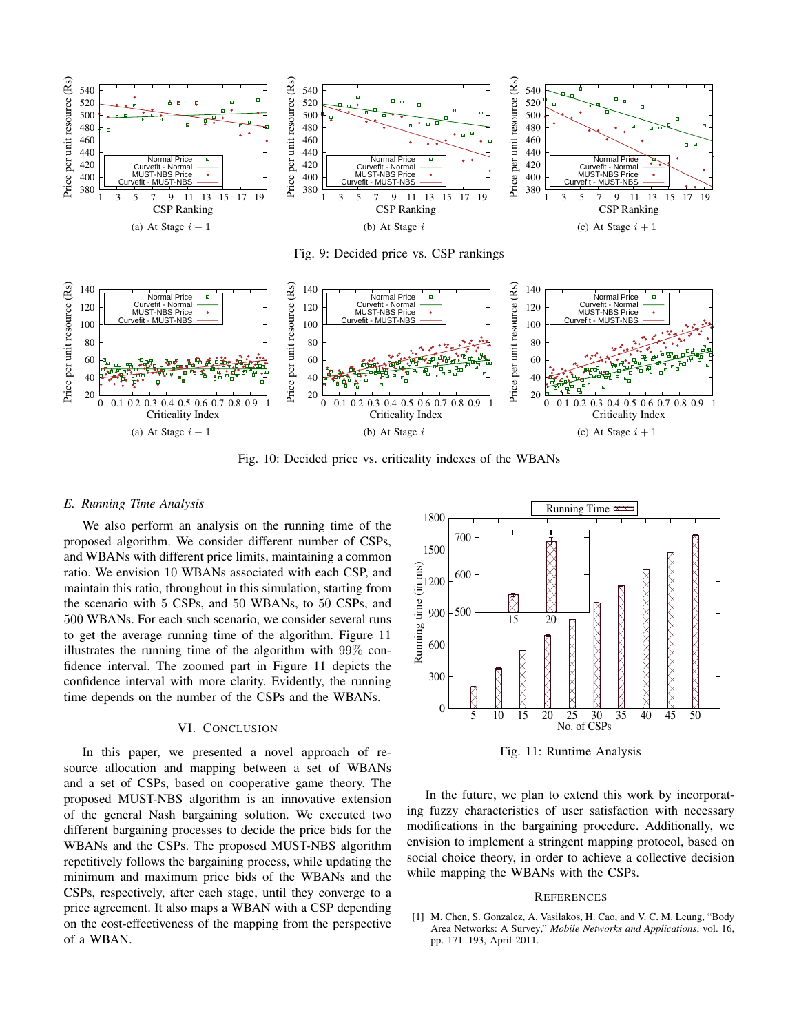(a) At Stage $i-1$

(b) At Stage $i$

(c) At Stage $i+1$

Fig. 9: Decided price vs. CSP rankings

(a) At Stage $i-1$

(b) At Stage $i$

(c) At Stage $i+1$

Fig. 10: Decided price vs. criticality indexes of the WBANs

### *E. Running Time Analysis*

We also perform an analysis on the running time of the proposed algorithm. We consider different number of CSPs, and WBANs with different price limits, maintaining a common ratio. We envision 10 WBANs associated with each CSP, and maintain this ratio, throughout in this simulation, starting from the scenario with 5 CSPs, and 50 WBANs, to 50 CSPs, and 500 WBANs. For each such scenario, we consider several runs to get the average running time of the algorithm. Figure 11 illustrates the running time of the algorithm with 99% confidence interval. The zoomed part in Figure 11 depicts the confidence interval with more clarity. Evidently, the running time depends on the number of the CSPs and the WBANs.

Fig. 11: Runtime Analysis

## VI. Conclusion

In this paper, we presented a novel approach of resource allocation and mapping between a set of WBANs and a set of CSPs, based on cooperative game theory. The proposed MUST-NBS algorithm is an innovative extension of the general Nash bargaining solution. We executed two different bargaining processes to decide the price bids for the WBANs and the CSPs. The proposed MUST-NBS algorithm repetitively follows the bargaining process, while updating the minimum and maximum price bids of the WBANs and the CSPs, respectively, after each stage, until they converge to a price agreement. It also maps a WBAN with a CSP depending on the cost-effectiveness of the mapping from the perspective of a WBAN.

In the future, we plan to extend this work by incorporating fuzzy characteristics of user satisfaction with necessary modifications in the bargaining procedure. Additionally, we envision to implement a stringent mapping protocol, based on social choice theory, in order to achieve a collective decision while mapping the WBANs with the CSPs.

## References

[1] M. Chen, S. Gonzalez, A. Vasilakos, H. Cao, and V. C. M. Leung, "Body Area Networks: A Survey," *Mobile Networks and Applications*, vol. 16, pp. 171–193, April 2011.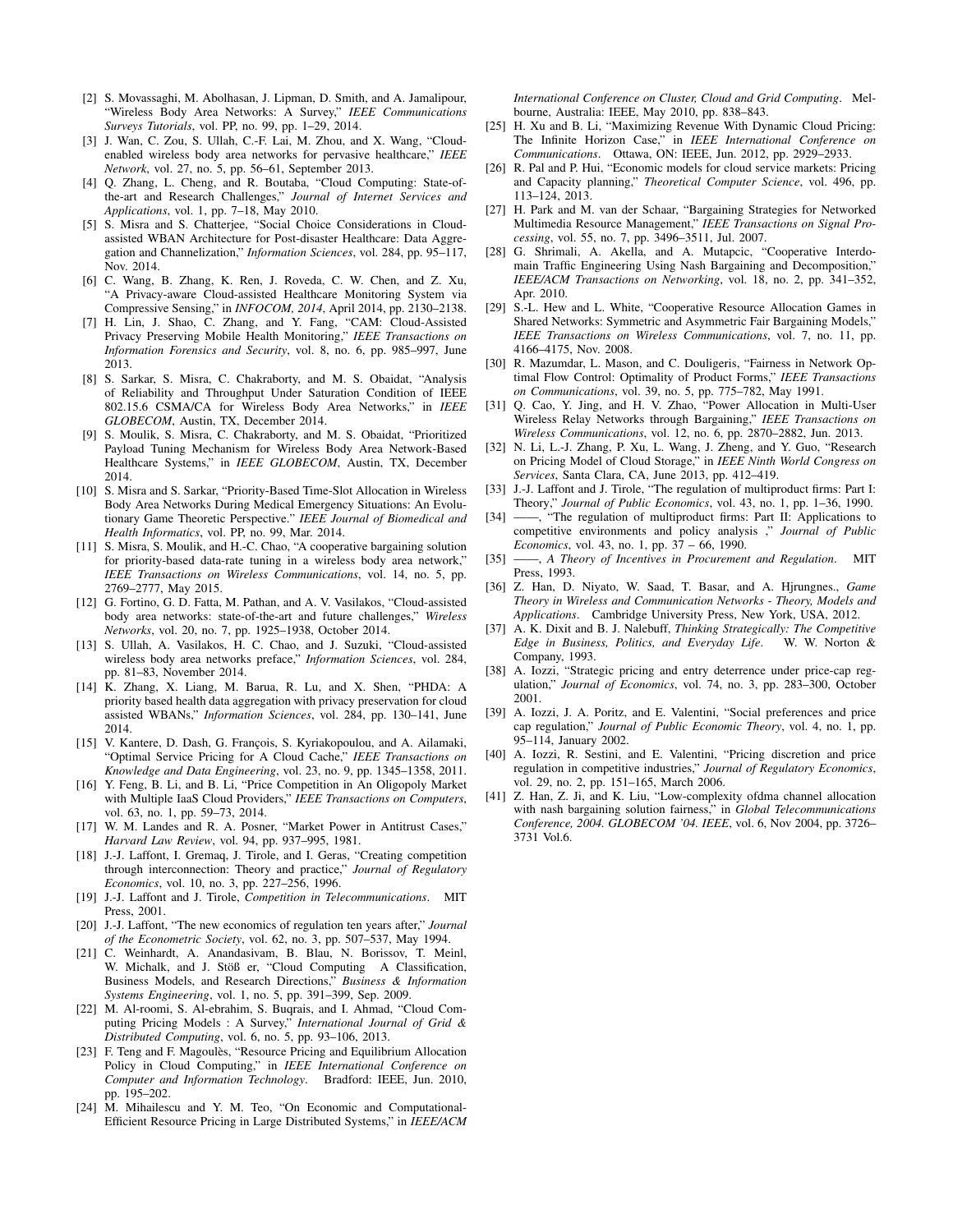[2] S. Movassaghi, M. Abolhasan, J. Lipman, D. Smith, and A. Jamalipour, "Wireless Body Area Networks: A Survey," *IEEE Communications Surveys Tutorials*, vol. PP, no. 99, pp. 1–29, 2014.

[3] J. Wan, C. Zou, S. Ullah, C.-F. Lai, M. Zhou, and X. Wang, "Cloud-enabled wireless body area networks for pervasive healthcare," *IEEE Network*, vol. 27, no. 5, pp. 56–61, September 2013.

[4] Q. Zhang, L. Cheng, and R. Boutaba, "Cloud Computing: State-of-the-art and Research Challenges," *Journal of Internet Services and Applications*, vol. 1, pp. 7–18, May 2010.

[5] S. Misra and S. Chatterjee, "Social Choice Considerations in Cloud-assisted WBAN Architecture for Post-disaster Healthcare: Data Aggregation and Channelization," *Information Sciences*, vol. 284, pp. 95–117, Nov. 2014.

[6] C. Wang, B. Zhang, K. Ren, J. Roveda, C. W. Chen, and Z. Xu, "A Privacy-aware Cloud-assisted Healthcare Monitoring System via Compressive Sensing," in *INFOCOM, 2014*, April 2014, pp. 2130–2138.

[7] H. Lin, J. Shao, C. Zhang, and Y. Fang, "CAM: Cloud-Assisted Privacy Preserving Mobile Health Monitoring," *IEEE Transactions on Information Forensics and Security*, vol. 8, no. 6, pp. 985–997, June 2013.

[8] S. Sarkar, S. Misra, C. Chakraborty, and M. S. Obaidat, "Analysis of Reliability and Throughput Under Saturation Condition of IEEE 802.15.6 CSMA/CA for Wireless Body Area Networks," in *IEEE GLOBECOM*, Austin, TX, December 2014.

[9] S. Moulik, S. Misra, C. Chakraborty, and M. S. Obaidat, "Prioritized Payload Tuning Mechanism for Wireless Body Area Network-Based Healthcare Systems," in *IEEE GLOBECOM*, Austin, TX, December 2014.

[10] S. Misra and S. Sarkar, "Priority-Based Time-Slot Allocation in Wireless Body Area Networks During Medical Emergency Situations: An Evolutionary Game Theoretic Perspective." *IEEE Journal of Biomedical and Health Informatics*, vol. PP, no. 99, Mar. 2014.

[11] S. Misra, S. Moulik, and H.-C. Chao, "A cooperative bargaining solution for priority-based data-rate tuning in a wireless body area network," *IEEE Transactions on Wireless Communications*, vol. 14, no. 5, pp. 2769–2777, May 2015.

[12] G. Fortino, G. D. Fatta, M. Pathan, and A. V. Vasilakos, "Cloud-assisted body area networks: state-of-the-art and future challenges," *Wireless Networks*, vol. 20, no. 7, pp. 1925–1938, October 2014.

[13] S. Ullah, A. Vasilakos, H. C. Chao, and J. Suzuki, "Cloud-assisted wireless body area networks preface," *Information Sciences*, vol. 284, pp. 81–83, November 2014.

[14] K. Zhang, X. Liang, M. Barua, R. Lu, and X. Shen, "PHDA: A priority based health data aggregation with privacy preservation for cloud assisted WBANs," *Information Sciences*, vol. 284, pp. 130–141, June 2014.

[15] V. Kantere, D. Dash, G. François, S. Kyriakopoulou, and A. Ailamaki, "Optimal Service Pricing for A Cloud Cache," *IEEE Transactions on Knowledge and Data Engineering*, vol. 23, no. 9, pp. 1345–1358, 2011.

[16] Y. Feng, B. Li, and B. Li, "Price Competition in An Oligopoly Market with Multiple IaaS Cloud Providers," *IEEE Transactions on Computers*, vol. 63, no. 1, pp. 59–73, 2014.

[17] W. M. Landes and R. A. Posner, "Market Power in Antitrust Cases," *Harvard Law Review*, vol. 94, pp. 937–995, 1981.

[18] J.-J. Laffont, I. Gremaq, J. Tirole, and I. Geras, "Creating competition through interconnection: Theory and practice," *Journal of Regulatory Economics*, vol. 10, no. 3, pp. 227–256, 1996.

[19] J.-J. Laffont and J. Tirole, *Competition in Telecommunications*. MIT Press, 2001.

[20] J.-J. Laffont, "The new economics of regulation ten years after," *Journal of the Econometric Society*, vol. 62, no. 3, pp. 507–537, May 1994.

[21] C. Weinhardt, A. Anandasivam, B. Blau, N. Borissov, T. Meinl, W. Michalk, and J. Stöß er, "Cloud Computing A Classification, Business Models, and Research Directions," *Business & Information Systems Engineering*, vol. 1, no. 5, pp. 391–399, Sep. 2009.

[22] M. Al-roomi, S. Al-ebrahim, S. Buqrais, and I. Ahmad, "Cloud Computing Pricing Models : A Survey," *International Journal of Grid & Distributed Computing*, vol. 6, no. 5, pp. 93–106, 2013.

[23] F. Teng and F. Magoulès, "Resource Pricing and Equilibrium Allocation Policy in Cloud Computing," in *IEEE International Conference on Computer and Information Technology*. Bradford: IEEE, Jun. 2010, pp. 195–202.

[24] M. Mihailescu and Y. M. Teo, "On Economic and Computational-Efficient Resource Pricing in Large Distributed Systems," in *IEEE/ACM International Conference on Cluster, Cloud and Grid Computing*. Melbourne, Australia: IEEE, May 2010, pp. 838–843.

[25] H. Xu and B. Li, "Maximizing Revenue With Dynamic Cloud Pricing: The Infinite Horizon Case," in *IEEE International Conference on Communications*. Ottawa, ON: IEEE, Jun. 2012, pp. 2929–2933.

[26] R. Pal and P. Hui, "Economic models for cloud service markets: Pricing and Capacity planning," *Theoretical Computer Science*, vol. 496, pp. 113–124, 2013.

[27] H. Park and M. van der Schaar, "Bargaining Strategies for Networked Multimedia Resource Management," *IEEE Transactions on Signal Processing*, vol. 55, no. 7, pp. 3496–3511, Jul. 2007.

[28] G. Shrimali, A. Akella, and A. Mutapcic, "Cooperative Interdomain Traffic Engineering Using Nash Bargaining and Decomposition," *IEEE/ACM Transactions on Networking*, vol. 18, no. 2, pp. 341–352, Apr. 2010.

[29] S.-L. Hew and L. White, "Cooperative Resource Allocation Games in Shared Networks: Symmetric and Asymmetric Fair Bargaining Models," *IEEE Transactions on Wireless Communications*, vol. 7, no. 11, pp. 4166–4175, Nov. 2008.

[30] R. Mazumdar, L. Mason, and C. Douligeris, "Fairness in Network Optimal Flow Control: Optimality of Product Forms," *IEEE Transactions on Communications*, vol. 39, no. 5, pp. 775–782, May 1991.

[31] Q. Cao, Y. Jing, and H. V. Zhao, "Power Allocation in Multi-User Wireless Relay Networks through Bargaining," *IEEE Transactions on Wireless Communications*, vol. 12, no. 6, pp. 2870–2882, Jun. 2013.

[32] N. Li, L.-J. Zhang, P. Xu, L. Wang, J. Zheng, and Y. Guo, "Research on Pricing Model of Cloud Storage," in *IEEE Ninth World Congress on Services*, Santa Clara, CA, June 2013, pp. 412–419.

[33] J.-J. Laffont and J. Tirole, "The regulation of multiproduct firms: Part I: Theory," *Journal of Public Economics*, vol. 43, no. 1, pp. 1–36, 1990.

[34] ——, "The regulation of multiproduct firms: Part II: Applications to competitive environments and policy analysis ," *Journal of Public Economics*, vol. 43, no. 1, pp. 37 – 66, 1990.

[35] ——, *A Theory of Incentives in Procurement and Regulation*. MIT Press, 1993.

[36] Z. Han, D. Niyato, W. Saad, T. Basar, and A. Hjrungnes., *Game Theory in Wireless and Communication Networks - Theory, Models and Applications*. Cambridge University Press, New York, USA, 2012.

[37] A. K. Dixit and B. J. Nalebuff, *Thinking Strategically: The Competitive Edge in Business, Politics, and Everyday Life*. W. W. Norton & Company, 1993.

[38] A. Iozzi, "Strategic pricing and entry deterrence under price-cap regulation," *Journal of Economics*, vol. 74, no. 3, pp. 283–300, October 2001.

[39] A. Iozzi, J. A. Poritz, and E. Valentini, "Social preferences and price cap regulation," *Journal of Public Economic Theory*, vol. 4, no. 1, pp. 95–114, January 2002.

[40] A. Iozzi, R. Sestini, and E. Valentini, "Pricing discretion and price regulation in competitive industries," *Journal of Regulatory Economics*, vol. 29, no. 2, pp. 151–165, March 2006.

[41] Z. Han, Z. Ji, and K. Liu, "Low-complexity ofdma channel allocation with nash bargaining solution fairness," in *Global Telecommunications Conference, 2004. GLOBECOM '04. IEEE*, vol. 6, Nov 2004, pp. 3726–3731 Vol.6.